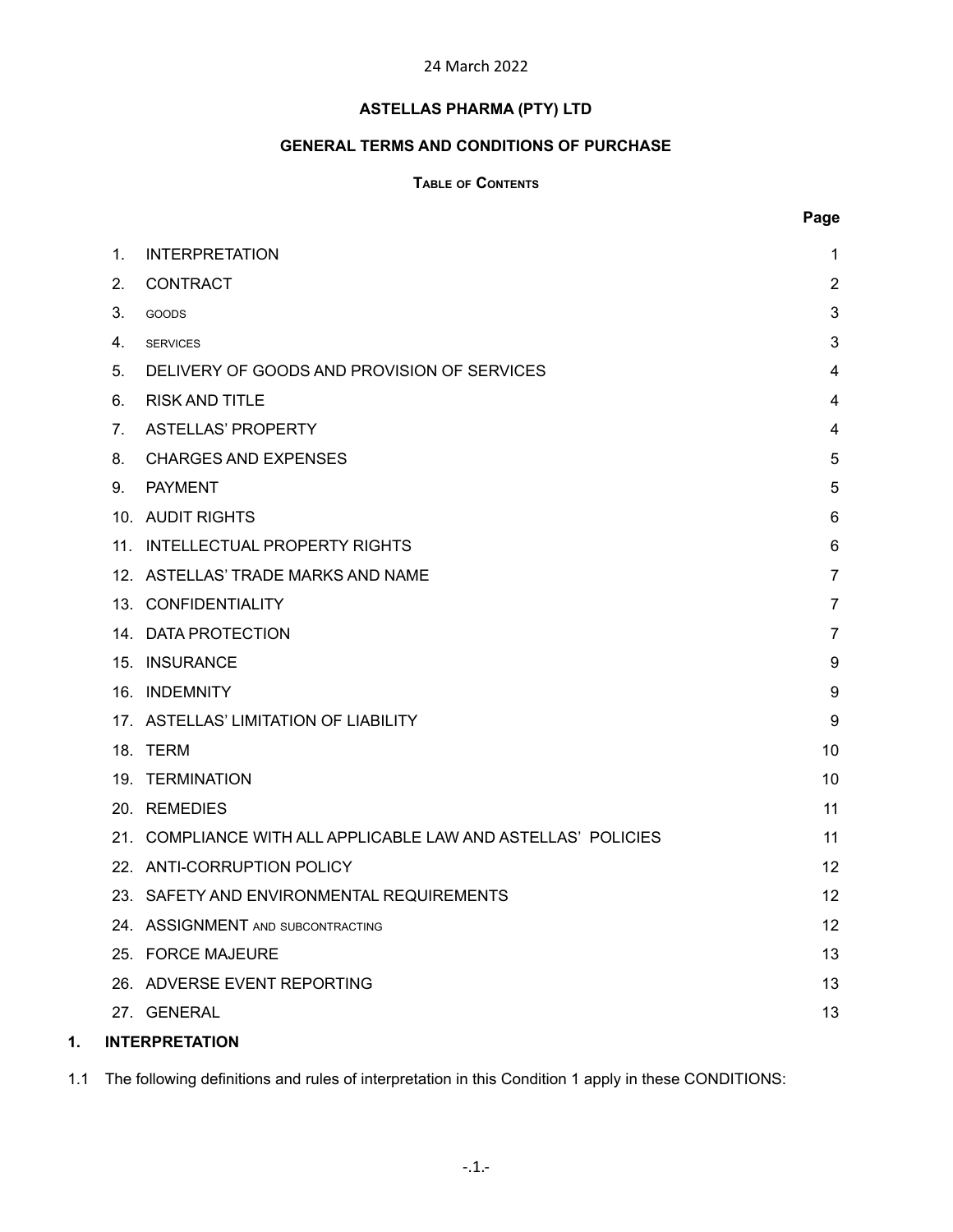24 March 2022

**ASTELLAS PHARMA (PTY) LTD**

**GENERAL TERMS AND CONDITIONS OF PURCHASE**

**TABLE OF CONTENTS**

| | | Page |
|---|---|---|
| 1. | INTERPRETATION | 1 |
| 2. | CONTRACT | 2 |
| 3. | GOODS | 3 |
| 4. | SERVICES | 3 |
| 5. | DELIVERY OF GOODS AND PROVISION OF SERVICES | 4 |
| 6. | RISK AND TITLE | 4 |
| 7. | ASTELLAS' PROPERTY | 4 |
| 8. | CHARGES AND EXPENSES | 5 |
| 9. | PAYMENT | 5 |
| 10. | AUDIT RIGHTS | 6 |
| 11. | INTELLECTUAL PROPERTY RIGHTS | 6 |
| 12. | ASTELLAS' TRADE MARKS AND NAME | 7 |
| 13. | CONFIDENTIALITY | 7 |
| 14. | DATA PROTECTION | 7 |
| 15. | INSURANCE | 9 |
| 16. | INDEMNITY | 9 |
| 17. | ASTELLAS' LIMITATION OF LIABILITY | 9 |
| 18. | TERM | 10 |
| 19. | TERMINATION | 10 |
| 20. | REMEDIES | 11 |
| 21. | COMPLIANCE WITH ALL APPLICABLE LAW AND ASTELLAS' POLICIES | 11 |
| 22. | ANTI-CORRUPTION POLICY | 12 |
| 23. | SAFETY AND ENVIRONMENTAL REQUIREMENTS | 12 |
| 24. | ASSIGNMENT AND SUBCONTRACTING | 12 |
| 25. | FORCE MAJEURE | 13 |
| 26. | ADVERSE EVENT REPORTING | 13 |
| 27. | GENERAL | 13 |

## 1. INTERPRETATION

1.1 The following definitions and rules of interpretation in this Condition 1 apply in these CONDITIONS: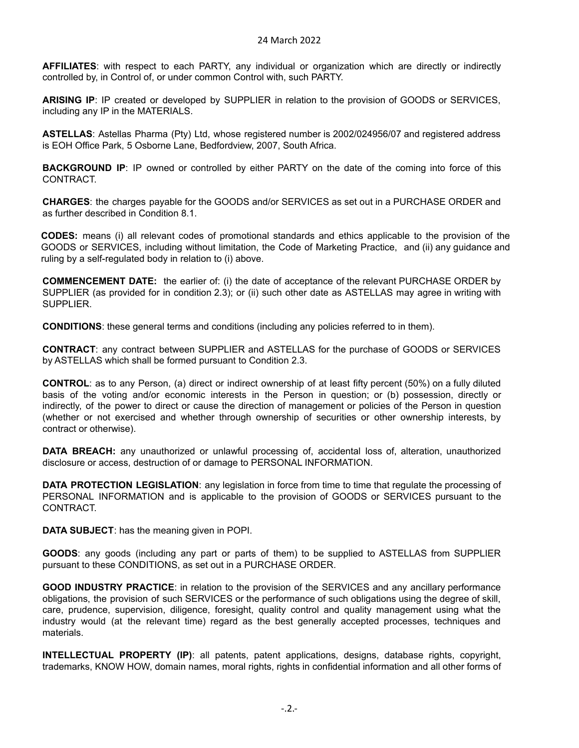24 March 2022

**AFFILIATES**: with respect to each PARTY, any individual or organization which are directly or indirectly controlled by, in Control of, or under common Control with, such PARTY.

**ARISING IP**: IP created or developed by SUPPLIER in relation to the provision of GOODS or SERVICES, including any IP in the MATERIALS.

**ASTELLAS**: Astellas Pharma (Pty) Ltd, whose registered number is 2002/024956/07 and registered address is EOH Office Park, 5 Osborne Lane, Bedfordview, 2007, South Africa.

**BACKGROUND IP**: IP owned or controlled by either PARTY on the date of the coming into force of this CONTRACT.

**CHARGES**: the charges payable for the GOODS and/or SERVICES as set out in a PURCHASE ORDER and as further described in Condition 8.1.

**CODES:** means (i) all relevant codes of promotional standards and ethics applicable to the provision of the GOODS or SERVICES, including without limitation, the Code of Marketing Practice, and (ii) any guidance and ruling by a self-regulated body in relation to (i) above.

**COMMENCEMENT DATE:** the earlier of: (i) the date of acceptance of the relevant PURCHASE ORDER by SUPPLIER (as provided for in condition 2.3); or (ii) such other date as ASTELLAS may agree in writing with SUPPLIER.

**CONDITIONS**: these general terms and conditions (including any policies referred to in them).

**CONTRACT**: any contract between SUPPLIER and ASTELLAS for the purchase of GOODS or SERVICES by ASTELLAS which shall be formed pursuant to Condition 2.3.

**CONTROL**: as to any Person, (a) direct or indirect ownership of at least fifty percent (50%) on a fully diluted basis of the voting and/or economic interests in the Person in question; or (b) possession, directly or indirectly, of the power to direct or cause the direction of management or policies of the Person in question (whether or not exercised and whether through ownership of securities or other ownership interests, by contract or otherwise).

**DATA BREACH:** any unauthorized or unlawful processing of, accidental loss of, alteration, unauthorized disclosure or access, destruction of or damage to PERSONAL INFORMATION.

**DATA PROTECTION LEGISLATION**: any legislation in force from time to time that regulate the processing of PERSONAL INFORMATION and is applicable to the provision of GOODS or SERVICES pursuant to the CONTRACT.

**DATA SUBJECT**: has the meaning given in POPI.

**GOODS**: any goods (including any part or parts of them) to be supplied to ASTELLAS from SUPPLIER pursuant to these CONDITIONS, as set out in a PURCHASE ORDER.

**GOOD INDUSTRY PRACTICE**: in relation to the provision of the SERVICES and any ancillary performance obligations, the provision of such SERVICES or the performance of such obligations using the degree of skill, care, prudence, supervision, diligence, foresight, quality control and quality management using what the industry would (at the relevant time) regard as the best generally accepted processes, techniques and materials.

**INTELLECTUAL PROPERTY (IP)**: all patents, patent applications, designs, database rights, copyright, trademarks, KNOW HOW, domain names, moral rights, rights in confidential information and all other forms of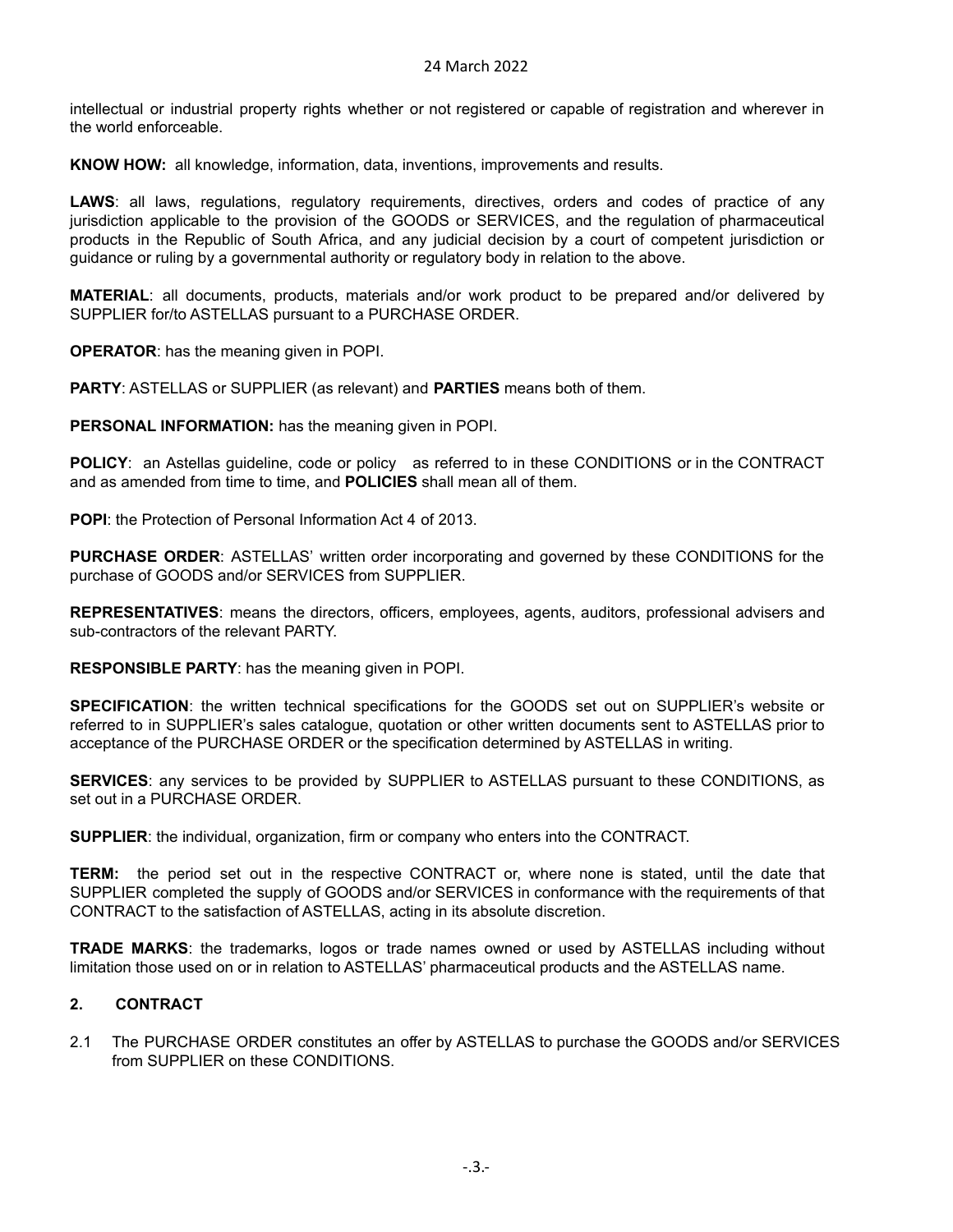intellectual or industrial property rights whether or not registered or capable of registration and wherever in the world enforceable.

**KNOW HOW:** all knowledge, information, data, inventions, improvements and results.

**LAWS**: all laws, regulations, regulatory requirements, directives, orders and codes of practice of any jurisdiction applicable to the provision of the GOODS or SERVICES, and the regulation of pharmaceutical products in the Republic of South Africa, and any judicial decision by a court of competent jurisdiction or guidance or ruling by a governmental authority or regulatory body in relation to the above.

**MATERIAL**: all documents, products, materials and/or work product to be prepared and/or delivered by SUPPLIER for/to ASTELLAS pursuant to a PURCHASE ORDER.

**OPERATOR**: has the meaning given in POPI.

**PARTY**: ASTELLAS or SUPPLIER (as relevant) and **PARTIES** means both of them.

**PERSONAL INFORMATION:** has the meaning given in POPI.

**POLICY**: an Astellas guideline, code or policy as referred to in these CONDITIONS or in the CONTRACT and as amended from time to time, and **POLICIES** shall mean all of them.

**POPI**: the Protection of Personal Information Act 4 of 2013.

**PURCHASE ORDER**: ASTELLAS' written order incorporating and governed by these CONDITIONS for the purchase of GOODS and/or SERVICES from SUPPLIER.

**REPRESENTATIVES**: means the directors, officers, employees, agents, auditors, professional advisers and sub-contractors of the relevant PARTY.

**RESPONSIBLE PARTY**: has the meaning given in POPI.

**SPECIFICATION**: the written technical specifications for the GOODS set out on SUPPLIER's website or referred to in SUPPLIER's sales catalogue, quotation or other written documents sent to ASTELLAS prior to acceptance of the PURCHASE ORDER or the specification determined by ASTELLAS in writing.

**SERVICES**: any services to be provided by SUPPLIER to ASTELLAS pursuant to these CONDITIONS, as set out in a PURCHASE ORDER.

**SUPPLIER**: the individual, organization, firm or company who enters into the CONTRACT.

**TERM:** the period set out in the respective CONTRACT or, where none is stated, until the date that SUPPLIER completed the supply of GOODS and/or SERVICES in conformance with the requirements of that CONTRACT to the satisfaction of ASTELLAS, acting in its absolute discretion.

**TRADE MARKS**: the trademarks, logos or trade names owned or used by ASTELLAS including without limitation those used on or in relation to ASTELLAS' pharmaceutical products and the ASTELLAS name.

## 2. CONTRACT

2.1 The PURCHASE ORDER constitutes an offer by ASTELLAS to purchase the GOODS and/or SERVICES from SUPPLIER on these CONDITIONS.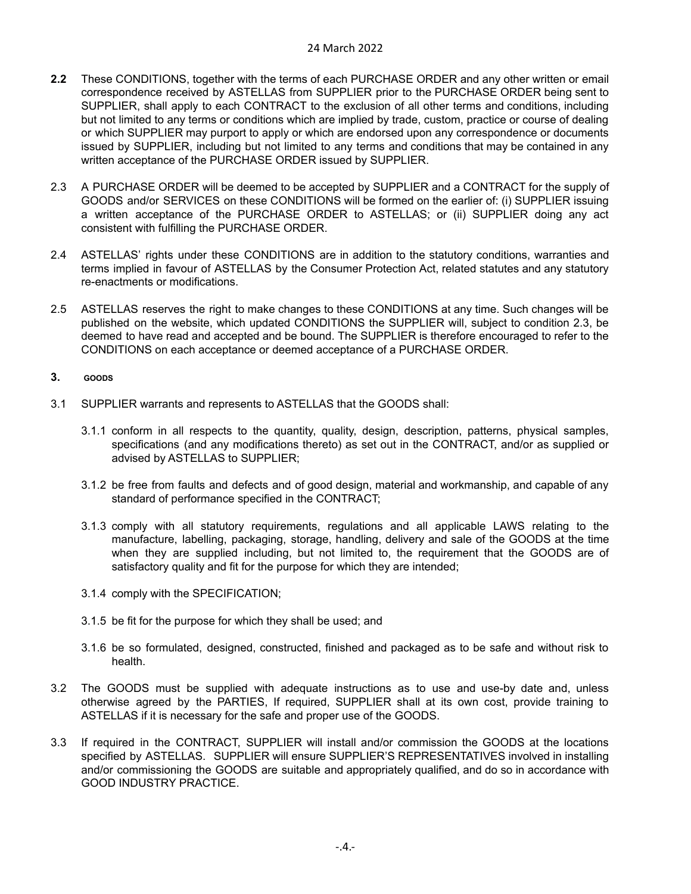**2.2** These CONDITIONS, together with the terms of each PURCHASE ORDER and any other written or email correspondence received by ASTELLAS from SUPPLIER prior to the PURCHASE ORDER being sent to SUPPLIER, shall apply to each CONTRACT to the exclusion of all other terms and conditions, including but not limited to any terms or conditions which are implied by trade, custom, practice or course of dealing or which SUPPLIER may purport to apply or which are endorsed upon any correspondence or documents issued by SUPPLIER, including but not limited to any terms and conditions that may be contained in any written acceptance of the PURCHASE ORDER issued by SUPPLIER.

2.3 A PURCHASE ORDER will be deemed to be accepted by SUPPLIER and a CONTRACT for the supply of GOODS and/or SERVICES on these CONDITIONS will be formed on the earlier of: (i) SUPPLIER issuing a written acceptance of the PURCHASE ORDER to ASTELLAS; or (ii) SUPPLIER doing any act consistent with fulfilling the PURCHASE ORDER.

2.4 ASTELLAS' rights under these CONDITIONS are in addition to the statutory conditions, warranties and terms implied in favour of ASTELLAS by the Consumer Protection Act, related statutes and any statutory re-enactments or modifications.

2.5 ASTELLAS reserves the right to make changes to these CONDITIONS at any time. Such changes will be published on the website, which updated CONDITIONS the SUPPLIER will, subject to condition 2.3, be deemed to have read and accepted and be bound. The SUPPLIER is therefore encouraged to refer to the CONDITIONS on each acceptance or deemed acceptance of a PURCHASE ORDER.

## 3. GOODS

3.1 SUPPLIER warrants and represents to ASTELLAS that the GOODS shall:

3.1.1 conform in all respects to the quantity, quality, design, description, patterns, physical samples, specifications (and any modifications thereto) as set out in the CONTRACT, and/or as supplied or advised by ASTELLAS to SUPPLIER;

3.1.2 be free from faults and defects and of good design, material and workmanship, and capable of any standard of performance specified in the CONTRACT;

3.1.3 comply with all statutory requirements, regulations and all applicable LAWS relating to the manufacture, labelling, packaging, storage, handling, delivery and sale of the GOODS at the time when they are supplied including, but not limited to, the requirement that the GOODS are of satisfactory quality and fit for the purpose for which they are intended;

3.1.4 comply with the SPECIFICATION;

3.1.5 be fit for the purpose for which they shall be used; and

3.1.6 be so formulated, designed, constructed, finished and packaged as to be safe and without risk to health.

3.2 The GOODS must be supplied with adequate instructions as to use and use-by date and, unless otherwise agreed by the PARTIES, If required, SUPPLIER shall at its own cost, provide training to ASTELLAS if it is necessary for the safe and proper use of the GOODS.

3.3 If required in the CONTRACT, SUPPLIER will install and/or commission the GOODS at the locations specified by ASTELLAS. SUPPLIER will ensure SUPPLIER'S REPRESENTATIVES involved in installing and/or commissioning the GOODS are suitable and appropriately qualified, and do so in accordance with GOOD INDUSTRY PRACTICE.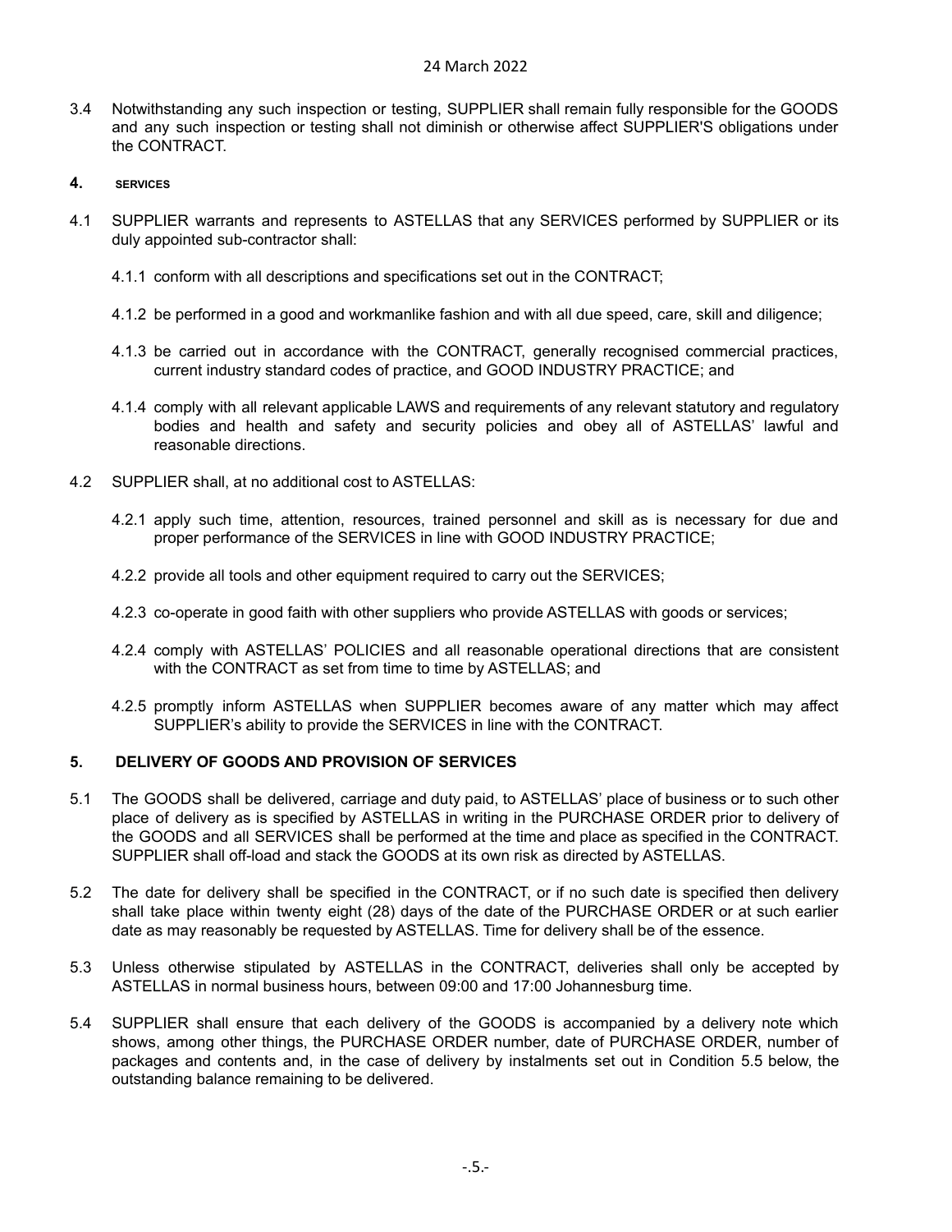3.4 Notwithstanding any such inspection or testing, SUPPLIER shall remain fully responsible for the GOODS and any such inspection or testing shall not diminish or otherwise affect SUPPLIER'S obligations under the CONTRACT.

## 4. SERVICES

4.1 SUPPLIER warrants and represents to ASTELLAS that any SERVICES performed by SUPPLIER or its duly appointed sub-contractor shall:

4.1.1 conform with all descriptions and specifications set out in the CONTRACT;

4.1.2 be performed in a good and workmanlike fashion and with all due speed, care, skill and diligence;

4.1.3 be carried out in accordance with the CONTRACT, generally recognised commercial practices, current industry standard codes of practice, and GOOD INDUSTRY PRACTICE; and

4.1.4 comply with all relevant applicable LAWS and requirements of any relevant statutory and regulatory bodies and health and safety and security policies and obey all of ASTELLAS' lawful and reasonable directions.

4.2 SUPPLIER shall, at no additional cost to ASTELLAS:

4.2.1 apply such time, attention, resources, trained personnel and skill as is necessary for due and proper performance of the SERVICES in line with GOOD INDUSTRY PRACTICE;

4.2.2 provide all tools and other equipment required to carry out the SERVICES;

4.2.3 co-operate in good faith with other suppliers who provide ASTELLAS with goods or services;

4.2.4 comply with ASTELLAS' POLICIES and all reasonable operational directions that are consistent with the CONTRACT as set from time to time by ASTELLAS; and

4.2.5 promptly inform ASTELLAS when SUPPLIER becomes aware of any matter which may affect SUPPLIER's ability to provide the SERVICES in line with the CONTRACT.

## 5. DELIVERY OF GOODS AND PROVISION OF SERVICES

5.1 The GOODS shall be delivered, carriage and duty paid, to ASTELLAS' place of business or to such other place of delivery as is specified by ASTELLAS in writing in the PURCHASE ORDER prior to delivery of the GOODS and all SERVICES shall be performed at the time and place as specified in the CONTRACT. SUPPLIER shall off-load and stack the GOODS at its own risk as directed by ASTELLAS.

5.2 The date for delivery shall be specified in the CONTRACT, or if no such date is specified then delivery shall take place within twenty eight (28) days of the date of the PURCHASE ORDER or at such earlier date as may reasonably be requested by ASTELLAS. Time for delivery shall be of the essence.

5.3 Unless otherwise stipulated by ASTELLAS in the CONTRACT, deliveries shall only be accepted by ASTELLAS in normal business hours, between 09:00 and 17:00 Johannesburg time.

5.4 SUPPLIER shall ensure that each delivery of the GOODS is accompanied by a delivery note which shows, among other things, the PURCHASE ORDER number, date of PURCHASE ORDER, number of packages and contents and, in the case of delivery by instalments set out in Condition 5.5 below, the outstanding balance remaining to be delivered.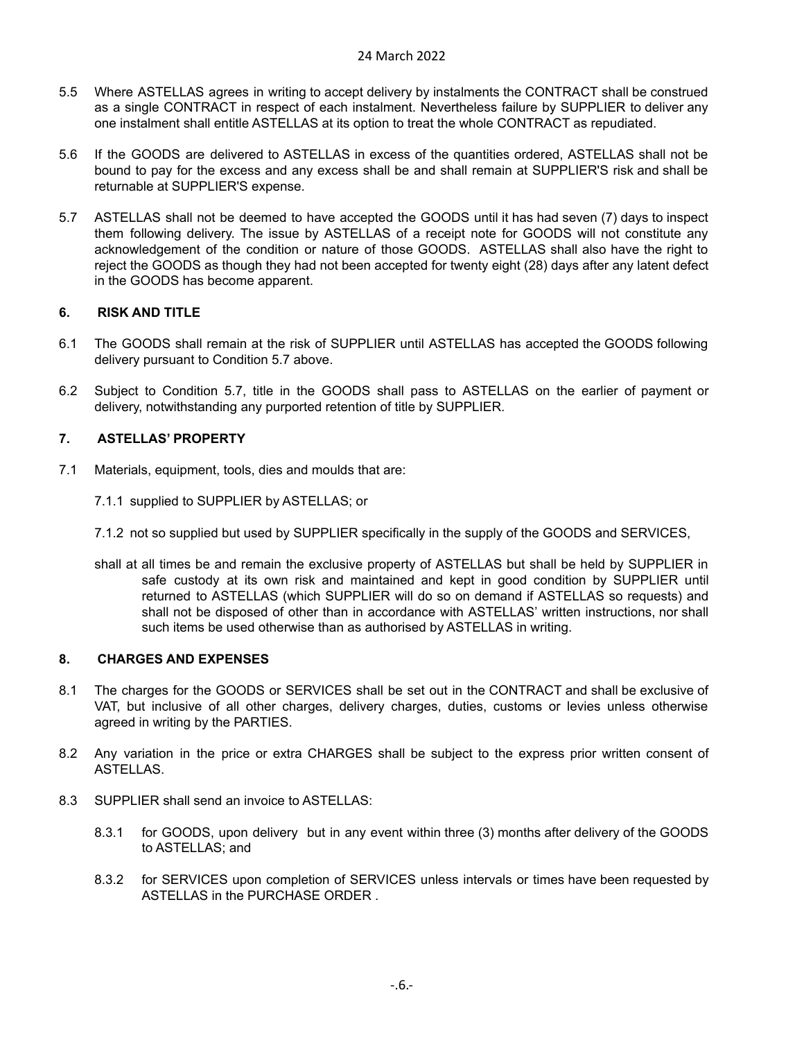5.5 Where ASTELLAS agrees in writing to accept delivery by instalments the CONTRACT shall be construed as a single CONTRACT in respect of each instalment. Nevertheless failure by SUPPLIER to deliver any one instalment shall entitle ASTELLAS at its option to treat the whole CONTRACT as repudiated.

5.6 If the GOODS are delivered to ASTELLAS in excess of the quantities ordered, ASTELLAS shall not be bound to pay for the excess and any excess shall be and shall remain at SUPPLIER'S risk and shall be returnable at SUPPLIER'S expense.

5.7 ASTELLAS shall not be deemed to have accepted the GOODS until it has had seven (7) days to inspect them following delivery. The issue by ASTELLAS of a receipt note for GOODS will not constitute any acknowledgement of the condition or nature of those GOODS. ASTELLAS shall also have the right to reject the GOODS as though they had not been accepted for twenty eight (28) days after any latent defect in the GOODS has become apparent.

## 6. RISK AND TITLE

6.1 The GOODS shall remain at the risk of SUPPLIER until ASTELLAS has accepted the GOODS following delivery pursuant to Condition 5.7 above.

6.2 Subject to Condition 5.7, title in the GOODS shall pass to ASTELLAS on the earlier of payment or delivery, notwithstanding any purported retention of title by SUPPLIER.

## 7. ASTELLAS' PROPERTY

7.1 Materials, equipment, tools, dies and moulds that are:

7.1.1 supplied to SUPPLIER by ASTELLAS; or

7.1.2 not so supplied but used by SUPPLIER specifically in the supply of the GOODS and SERVICES,

shall at all times be and remain the exclusive property of ASTELLAS but shall be held by SUPPLIER in safe custody at its own risk and maintained and kept in good condition by SUPPLIER until returned to ASTELLAS (which SUPPLIER will do so on demand if ASTELLAS so requests) and shall not be disposed of other than in accordance with ASTELLAS' written instructions, nor shall such items be used otherwise than as authorised by ASTELLAS in writing.

## 8. CHARGES AND EXPENSES

8.1 The charges for the GOODS or SERVICES shall be set out in the CONTRACT and shall be exclusive of VAT, but inclusive of all other charges, delivery charges, duties, customs or levies unless otherwise agreed in writing by the PARTIES.

8.2 Any variation in the price or extra CHARGES shall be subject to the express prior written consent of ASTELLAS.

8.3 SUPPLIER shall send an invoice to ASTELLAS:

8.3.1 for GOODS, upon delivery but in any event within three (3) months after delivery of the GOODS to ASTELLAS; and

8.3.2 for SERVICES upon completion of SERVICES unless intervals or times have been requested by ASTELLAS in the PURCHASE ORDER .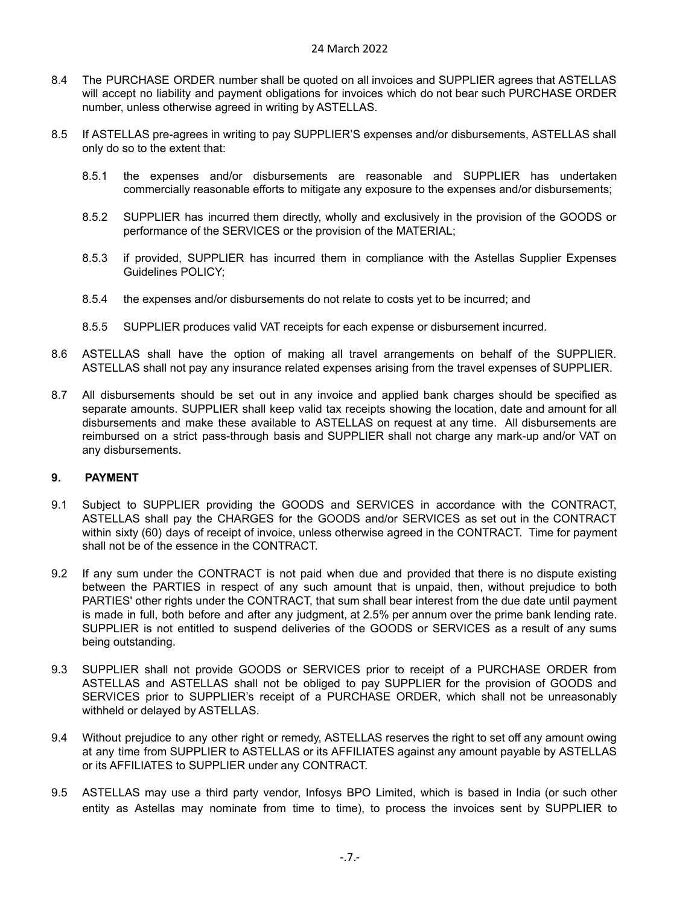8.4 The PURCHASE ORDER number shall be quoted on all invoices and SUPPLIER agrees that ASTELLAS will accept no liability and payment obligations for invoices which do not bear such PURCHASE ORDER number, unless otherwise agreed in writing by ASTELLAS.

8.5 If ASTELLAS pre-agrees in writing to pay SUPPLIER'S expenses and/or disbursements, ASTELLAS shall only do so to the extent that:

8.5.1 the expenses and/or disbursements are reasonable and SUPPLIER has undertaken commercially reasonable efforts to mitigate any exposure to the expenses and/or disbursements;

8.5.2 SUPPLIER has incurred them directly, wholly and exclusively in the provision of the GOODS or performance of the SERVICES or the provision of the MATERIAL;

8.5.3 if provided, SUPPLIER has incurred them in compliance with the Astellas Supplier Expenses Guidelines POLICY;

8.5.4 the expenses and/or disbursements do not relate to costs yet to be incurred; and

8.5.5 SUPPLIER produces valid VAT receipts for each expense or disbursement incurred.

8.6 ASTELLAS shall have the option of making all travel arrangements on behalf of the SUPPLIER. ASTELLAS shall not pay any insurance related expenses arising from the travel expenses of SUPPLIER.

8.7 All disbursements should be set out in any invoice and applied bank charges should be specified as separate amounts. SUPPLIER shall keep valid tax receipts showing the location, date and amount for all disbursements and make these available to ASTELLAS on request at any time. All disbursements are reimbursed on a strict pass-through basis and SUPPLIER shall not charge any mark-up and/or VAT on any disbursements.

## 9. PAYMENT

9.1 Subject to SUPPLIER providing the GOODS and SERVICES in accordance with the CONTRACT, ASTELLAS shall pay the CHARGES for the GOODS and/or SERVICES as set out in the CONTRACT within sixty (60) days of receipt of invoice, unless otherwise agreed in the CONTRACT. Time for payment shall not be of the essence in the CONTRACT.

9.2 If any sum under the CONTRACT is not paid when due and provided that there is no dispute existing between the PARTIES in respect of any such amount that is unpaid, then, without prejudice to both PARTIES' other rights under the CONTRACT, that sum shall bear interest from the due date until payment is made in full, both before and after any judgment, at 2.5% per annum over the prime bank lending rate. SUPPLIER is not entitled to suspend deliveries of the GOODS or SERVICES as a result of any sums being outstanding.

9.3 SUPPLIER shall not provide GOODS or SERVICES prior to receipt of a PURCHASE ORDER from ASTELLAS and ASTELLAS shall not be obliged to pay SUPPLIER for the provision of GOODS and SERVICES prior to SUPPLIER's receipt of a PURCHASE ORDER, which shall not be unreasonably withheld or delayed by ASTELLAS.

9.4 Without prejudice to any other right or remedy, ASTELLAS reserves the right to set off any amount owing at any time from SUPPLIER to ASTELLAS or its AFFILIATES against any amount payable by ASTELLAS or its AFFILIATES to SUPPLIER under any CONTRACT.

9.5 ASTELLAS may use a third party vendor, Infosys BPO Limited, which is based in India (or such other entity as Astellas may nominate from time to time), to process the invoices sent by SUPPLIER to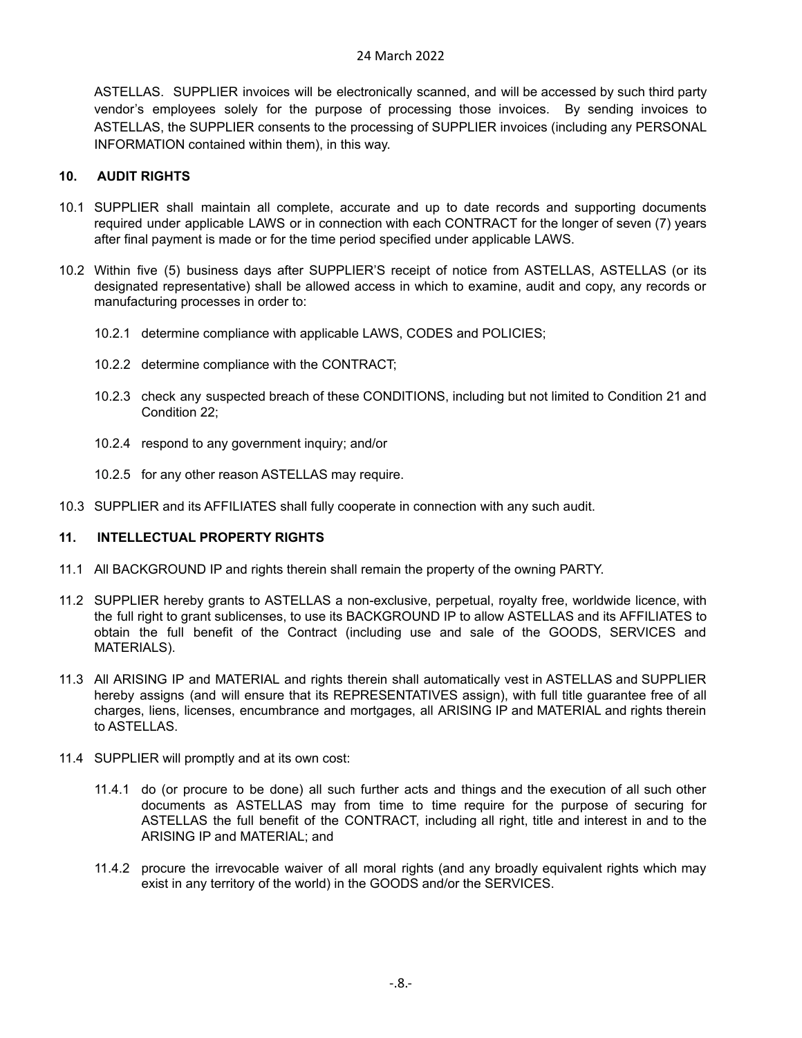ASTELLAS. SUPPLIER invoices will be electronically scanned, and will be accessed by such third party vendor's employees solely for the purpose of processing those invoices. By sending invoices to ASTELLAS, the SUPPLIER consents to the processing of SUPPLIER invoices (including any PERSONAL INFORMATION contained within them), in this way.

## 10. AUDIT RIGHTS

10.1 SUPPLIER shall maintain all complete, accurate and up to date records and supporting documents required under applicable LAWS or in connection with each CONTRACT for the longer of seven (7) years after final payment is made or for the time period specified under applicable LAWS.

10.2 Within five (5) business days after SUPPLIER'S receipt of notice from ASTELLAS, ASTELLAS (or its designated representative) shall be allowed access in which to examine, audit and copy, any records or manufacturing processes in order to:

10.2.1 determine compliance with applicable LAWS, CODES and POLICIES;

10.2.2 determine compliance with the CONTRACT;

10.2.3 check any suspected breach of these CONDITIONS, including but not limited to Condition 21 and Condition 22;

10.2.4 respond to any government inquiry; and/or

10.2.5 for any other reason ASTELLAS may require.

10.3 SUPPLIER and its AFFILIATES shall fully cooperate in connection with any such audit.

## 11. INTELLECTUAL PROPERTY RIGHTS

11.1 All BACKGROUND IP and rights therein shall remain the property of the owning PARTY.

11.2 SUPPLIER hereby grants to ASTELLAS a non-exclusive, perpetual, royalty free, worldwide licence, with the full right to grant sublicenses, to use its BACKGROUND IP to allow ASTELLAS and its AFFILIATES to obtain the full benefit of the Contract (including use and sale of the GOODS, SERVICES and MATERIALS).

11.3 All ARISING IP and MATERIAL and rights therein shall automatically vest in ASTELLAS and SUPPLIER hereby assigns (and will ensure that its REPRESENTATIVES assign), with full title guarantee free of all charges, liens, licenses, encumbrance and mortgages, all ARISING IP and MATERIAL and rights therein to ASTELLAS.

11.4 SUPPLIER will promptly and at its own cost:

11.4.1 do (or procure to be done) all such further acts and things and the execution of all such other documents as ASTELLAS may from time to time require for the purpose of securing for ASTELLAS the full benefit of the CONTRACT, including all right, title and interest in and to the ARISING IP and MATERIAL; and

11.4.2 procure the irrevocable waiver of all moral rights (and any broadly equivalent rights which may exist in any territory of the world) in the GOODS and/or the SERVICES.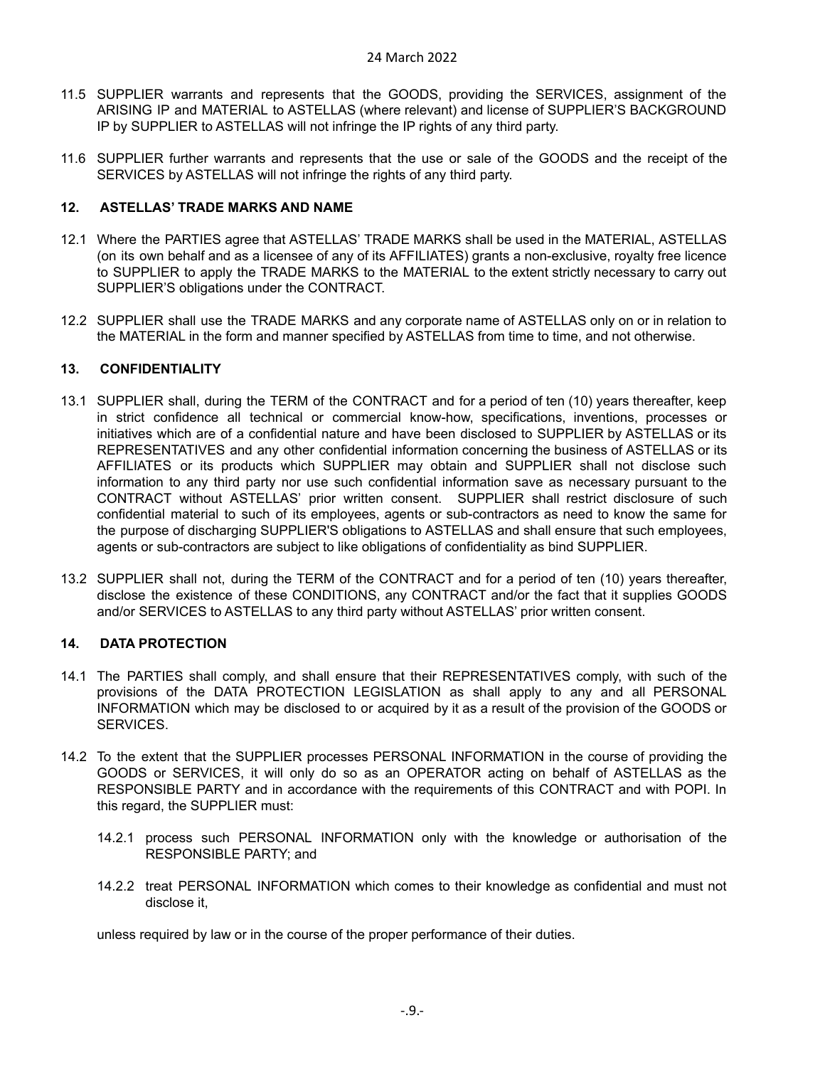11.5 SUPPLIER warrants and represents that the GOODS, providing the SERVICES, assignment of the ARISING IP and MATERIAL to ASTELLAS (where relevant) and license of SUPPLIER'S BACKGROUND IP by SUPPLIER to ASTELLAS will not infringe the IP rights of any third party.

11.6 SUPPLIER further warrants and represents that the use or sale of the GOODS and the receipt of the SERVICES by ASTELLAS will not infringe the rights of any third party.

**12. ASTELLAS' TRADE MARKS AND NAME**

12.1 Where the PARTIES agree that ASTELLAS' TRADE MARKS shall be used in the MATERIAL, ASTELLAS (on its own behalf and as a licensee of any of its AFFILIATES) grants a non-exclusive, royalty free licence to SUPPLIER to apply the TRADE MARKS to the MATERIAL to the extent strictly necessary to carry out SUPPLIER'S obligations under the CONTRACT.

12.2 SUPPLIER shall use the TRADE MARKS and any corporate name of ASTELLAS only on or in relation to the MATERIAL in the form and manner specified by ASTELLAS from time to time, and not otherwise.

**13. CONFIDENTIALITY**

13.1 SUPPLIER shall, during the TERM of the CONTRACT and for a period of ten (10) years thereafter, keep in strict confidence all technical or commercial know-how, specifications, inventions, processes or initiatives which are of a confidential nature and have been disclosed to SUPPLIER by ASTELLAS or its REPRESENTATIVES and any other confidential information concerning the business of ASTELLAS or its AFFILIATES or its products which SUPPLIER may obtain and SUPPLIER shall not disclose such information to any third party nor use such confidential information save as necessary pursuant to the CONTRACT without ASTELLAS' prior written consent. SUPPLIER shall restrict disclosure of such confidential material to such of its employees, agents or sub-contractors as need to know the same for the purpose of discharging SUPPLIER'S obligations to ASTELLAS and shall ensure that such employees, agents or sub-contractors are subject to like obligations of confidentiality as bind SUPPLIER.

13.2 SUPPLIER shall not, during the TERM of the CONTRACT and for a period of ten (10) years thereafter, disclose the existence of these CONDITIONS, any CONTRACT and/or the fact that it supplies GOODS and/or SERVICES to ASTELLAS to any third party without ASTELLAS' prior written consent.

**14. DATA PROTECTION**

14.1 The PARTIES shall comply, and shall ensure that their REPRESENTATIVES comply, with such of the provisions of the DATA PROTECTION LEGISLATION as shall apply to any and all PERSONAL INFORMATION which may be disclosed to or acquired by it as a result of the provision of the GOODS or SERVICES.

14.2 To the extent that the SUPPLIER processes PERSONAL INFORMATION in the course of providing the GOODS or SERVICES, it will only do so as an OPERATOR acting on behalf of ASTELLAS as the RESPONSIBLE PARTY and in accordance with the requirements of this CONTRACT and with POPI. In this regard, the SUPPLIER must:

14.2.1 process such PERSONAL INFORMATION only with the knowledge or authorisation of the RESPONSIBLE PARTY; and

14.2.2 treat PERSONAL INFORMATION which comes to their knowledge as confidential and must not disclose it,

unless required by law or in the course of the proper performance of their duties.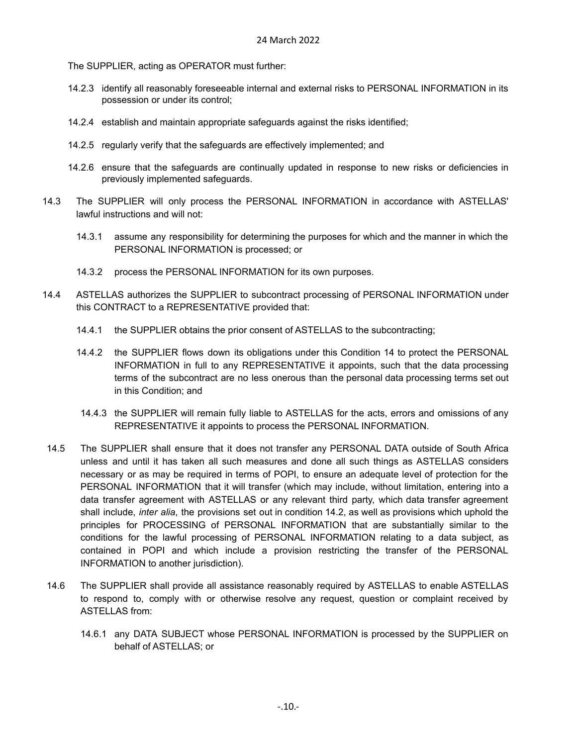The SUPPLIER, acting as OPERATOR must further:

14.2.3 identify all reasonably foreseeable internal and external risks to PERSONAL INFORMATION in its possession or under its control;

14.2.4 establish and maintain appropriate safeguards against the risks identified;

14.2.5 regularly verify that the safeguards are effectively implemented; and

14.2.6 ensure that the safeguards are continually updated in response to new risks or deficiencies in previously implemented safeguards.

14.3 The SUPPLIER will only process the PERSONAL INFORMATION in accordance with ASTELLAS' lawful instructions and will not:

14.3.1 assume any responsibility for determining the purposes for which and the manner in which the PERSONAL INFORMATION is processed; or

14.3.2 process the PERSONAL INFORMATION for its own purposes.

14.4 ASTELLAS authorizes the SUPPLIER to subcontract processing of PERSONAL INFORMATION under this CONTRACT to a REPRESENTATIVE provided that:

14.4.1 the SUPPLIER obtains the prior consent of ASTELLAS to the subcontracting;

14.4.2 the SUPPLIER flows down its obligations under this Condition 14 to protect the PERSONAL INFORMATION in full to any REPRESENTATIVE it appoints, such that the data processing terms of the subcontract are no less onerous than the personal data processing terms set out in this Condition; and

14.4.3 the SUPPLIER will remain fully liable to ASTELLAS for the acts, errors and omissions of any REPRESENTATIVE it appoints to process the PERSONAL INFORMATION.

14.5 The SUPPLIER shall ensure that it does not transfer any PERSONAL DATA outside of South Africa unless and until it has taken all such measures and done all such things as ASTELLAS considers necessary or as may be required in terms of POPI, to ensure an adequate level of protection for the PERSONAL INFORMATION that it will transfer (which may include, without limitation, entering into a data transfer agreement with ASTELLAS or any relevant third party, which data transfer agreement shall include, *inter alia*, the provisions set out in condition 14.2, as well as provisions which uphold the principles for PROCESSING of PERSONAL INFORMATION that are substantially similar to the conditions for the lawful processing of PERSONAL INFORMATION relating to a data subject, as contained in POPI and which include a provision restricting the transfer of the PERSONAL INFORMATION to another jurisdiction).

14.6 The SUPPLIER shall provide all assistance reasonably required by ASTELLAS to enable ASTELLAS to respond to, comply with or otherwise resolve any request, question or complaint received by ASTELLAS from:

14.6.1 any DATA SUBJECT whose PERSONAL INFORMATION is processed by the SUPPLIER on behalf of ASTELLAS; or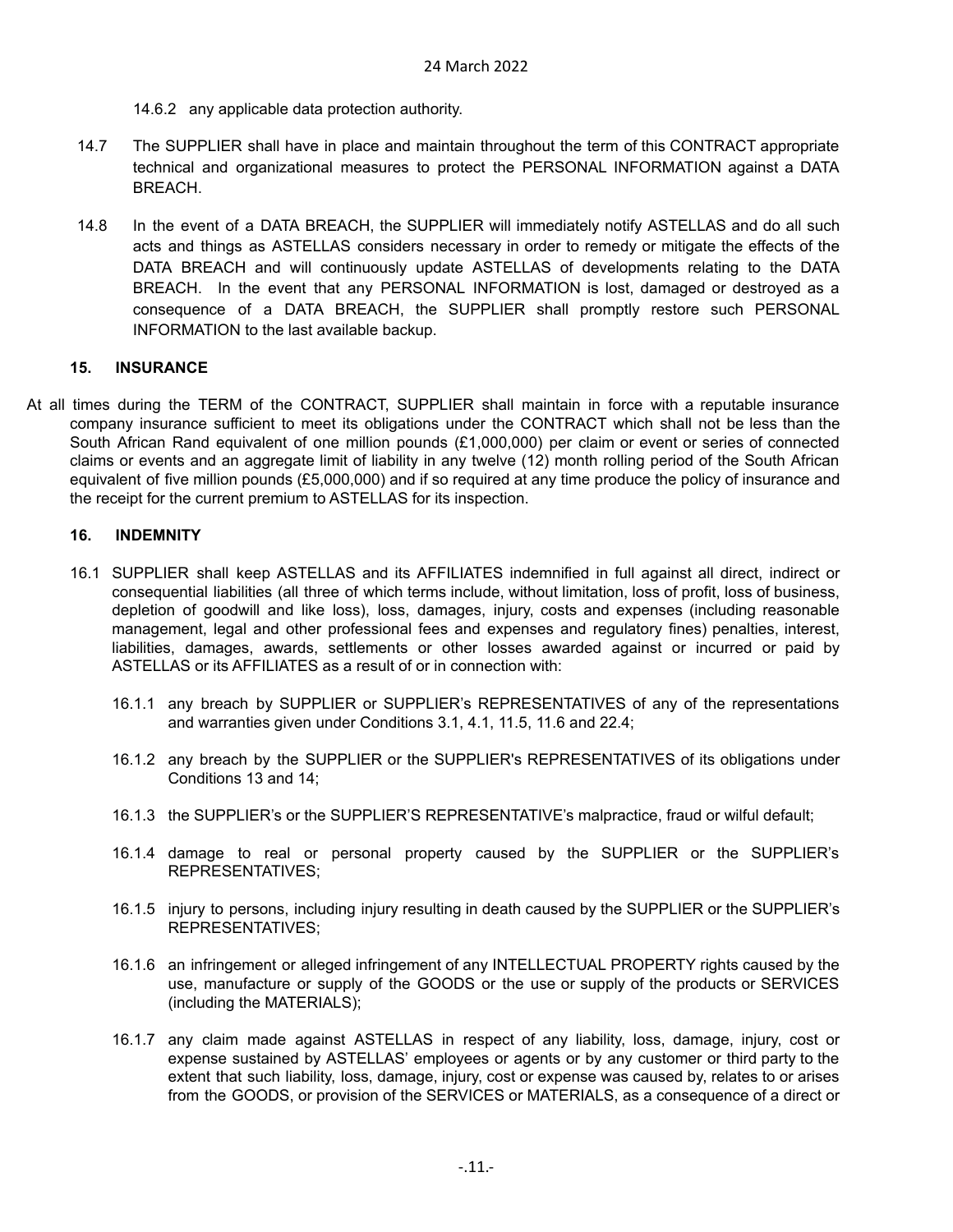14.6.2 any applicable data protection authority.

14.7 The SUPPLIER shall have in place and maintain throughout the term of this CONTRACT appropriate technical and organizational measures to protect the PERSONAL INFORMATION against a DATA BREACH.

14.8 In the event of a DATA BREACH, the SUPPLIER will immediately notify ASTELLAS and do all such acts and things as ASTELLAS considers necessary in order to remedy or mitigate the effects of the DATA BREACH and will continuously update ASTELLAS of developments relating to the DATA BREACH. In the event that any PERSONAL INFORMATION is lost, damaged or destroyed as a consequence of a DATA BREACH, the SUPPLIER shall promptly restore such PERSONAL INFORMATION to the last available backup.

## 15. INSURANCE

At all times during the TERM of the CONTRACT, SUPPLIER shall maintain in force with a reputable insurance company insurance sufficient to meet its obligations under the CONTRACT which shall not be less than the South African Rand equivalent of one million pounds (£1,000,000) per claim or event or series of connected claims or events and an aggregate limit of liability in any twelve (12) month rolling period of the South African equivalent of five million pounds (£5,000,000) and if so required at any time produce the policy of insurance and the receipt for the current premium to ASTELLAS for its inspection.

## 16. INDEMNITY

16.1 SUPPLIER shall keep ASTELLAS and its AFFILIATES indemnified in full against all direct, indirect or consequential liabilities (all three of which terms include, without limitation, loss of profit, loss of business, depletion of goodwill and like loss), loss, damages, injury, costs and expenses (including reasonable management, legal and other professional fees and expenses and regulatory fines) penalties, interest, liabilities, damages, awards, settlements or other losses awarded against or incurred or paid by ASTELLAS or its AFFILIATES as a result of or in connection with:

16.1.1 any breach by SUPPLIER or SUPPLIER's REPRESENTATIVES of any of the representations and warranties given under Conditions 3.1, 4.1, 11.5, 11.6 and 22.4;

16.1.2 any breach by the SUPPLIER or the SUPPLIER's REPRESENTATIVES of its obligations under Conditions 13 and 14;

16.1.3 the SUPPLIER's or the SUPPLIER'S REPRESENTATIVE's malpractice, fraud or wilful default;

16.1.4 damage to real or personal property caused by the SUPPLIER or the SUPPLIER's REPRESENTATIVES;

16.1.5 injury to persons, including injury resulting in death caused by the SUPPLIER or the SUPPLIER's REPRESENTATIVES;

16.1.6 an infringement or alleged infringement of any INTELLECTUAL PROPERTY rights caused by the use, manufacture or supply of the GOODS or the use or supply of the products or SERVICES (including the MATERIALS);

16.1.7 any claim made against ASTELLAS in respect of any liability, loss, damage, injury, cost or expense sustained by ASTELLAS' employees or agents or by any customer or third party to the extent that such liability, loss, damage, injury, cost or expense was caused by, relates to or arises from the GOODS, or provision of the SERVICES or MATERIALS, as a consequence of a direct or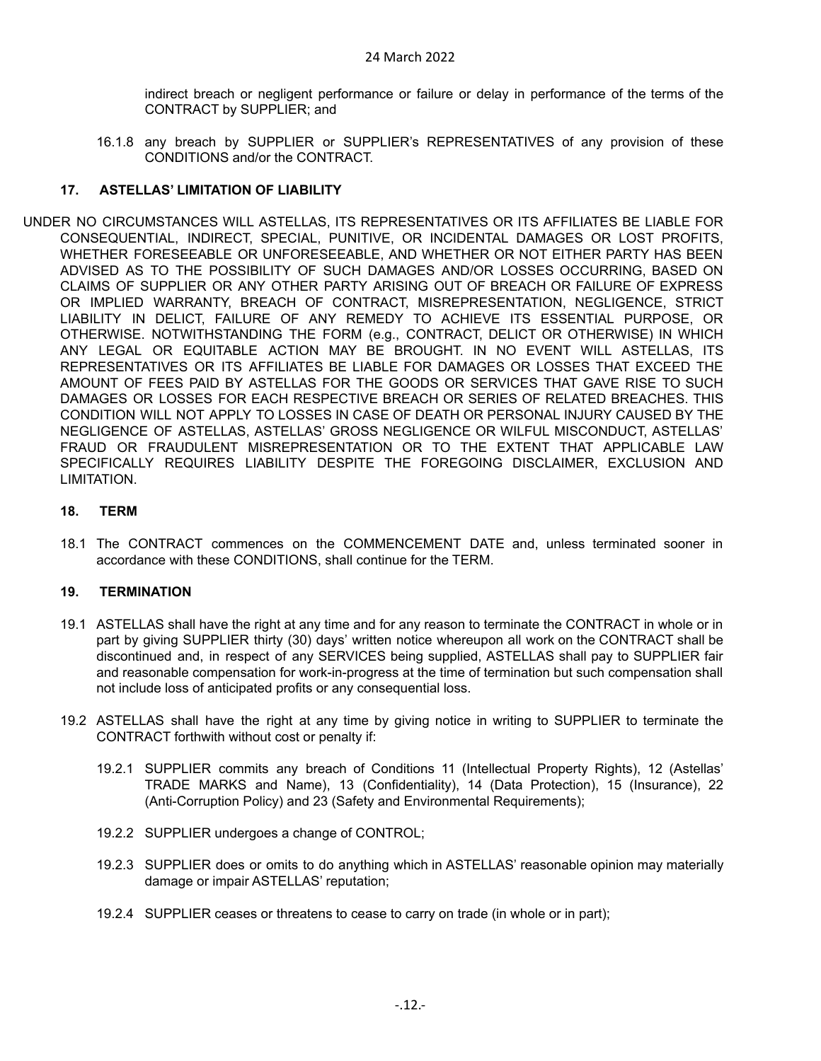indirect breach or negligent performance or failure or delay in performance of the terms of the CONTRACT by SUPPLIER; and

16.1.8 any breach by SUPPLIER or SUPPLIER's REPRESENTATIVES of any provision of these CONDITIONS and/or the CONTRACT.

### 17. ASTELLAS' LIMITATION OF LIABILITY

UNDER NO CIRCUMSTANCES WILL ASTELLAS, ITS REPRESENTATIVES OR ITS AFFILIATES BE LIABLE FOR CONSEQUENTIAL, INDIRECT, SPECIAL, PUNITIVE, OR INCIDENTAL DAMAGES OR LOST PROFITS, WHETHER FORESEEABLE OR UNFORESEEABLE, AND WHETHER OR NOT EITHER PARTY HAS BEEN ADVISED AS TO THE POSSIBILITY OF SUCH DAMAGES AND/OR LOSSES OCCURRING, BASED ON CLAIMS OF SUPPLIER OR ANY OTHER PARTY ARISING OUT OF BREACH OR FAILURE OF EXPRESS OR IMPLIED WARRANTY, BREACH OF CONTRACT, MISREPRESENTATION, NEGLIGENCE, STRICT LIABILITY IN DELICT, FAILURE OF ANY REMEDY TO ACHIEVE ITS ESSENTIAL PURPOSE, OR OTHERWISE. NOTWITHSTANDING THE FORM (e.g., CONTRACT, DELICT OR OTHERWISE) IN WHICH ANY LEGAL OR EQUITABLE ACTION MAY BE BROUGHT. IN NO EVENT WILL ASTELLAS, ITS REPRESENTATIVES OR ITS AFFILIATES BE LIABLE FOR DAMAGES OR LOSSES THAT EXCEED THE AMOUNT OF FEES PAID BY ASTELLAS FOR THE GOODS OR SERVICES THAT GAVE RISE TO SUCH DAMAGES OR LOSSES FOR EACH RESPECTIVE BREACH OR SERIES OF RELATED BREACHES. THIS CONDITION WILL NOT APPLY TO LOSSES IN CASE OF DEATH OR PERSONAL INJURY CAUSED BY THE NEGLIGENCE OF ASTELLAS, ASTELLAS' GROSS NEGLIGENCE OR WILFUL MISCONDUCT, ASTELLAS' FRAUD OR FRAUDULENT MISREPRESENTATION OR TO THE EXTENT THAT APPLICABLE LAW SPECIFICALLY REQUIRES LIABILITY DESPITE THE FOREGOING DISCLAIMER, EXCLUSION AND LIMITATION.

### 18. TERM

18.1 The CONTRACT commences on the COMMENCEMENT DATE and, unless terminated sooner in accordance with these CONDITIONS, shall continue for the TERM.

### 19. TERMINATION

19.1 ASTELLAS shall have the right at any time and for any reason to terminate the CONTRACT in whole or in part by giving SUPPLIER thirty (30) days' written notice whereupon all work on the CONTRACT shall be discontinued and, in respect of any SERVICES being supplied, ASTELLAS shall pay to SUPPLIER fair and reasonable compensation for work-in-progress at the time of termination but such compensation shall not include loss of anticipated profits or any consequential loss.

19.2 ASTELLAS shall have the right at any time by giving notice in writing to SUPPLIER to terminate the CONTRACT forthwith without cost or penalty if:

19.2.1 SUPPLIER commits any breach of Conditions 11 (Intellectual Property Rights), 12 (Astellas' TRADE MARKS and Name), 13 (Confidentiality), 14 (Data Protection), 15 (Insurance), 22 (Anti-Corruption Policy) and 23 (Safety and Environmental Requirements);

19.2.2 SUPPLIER undergoes a change of CONTROL;

19.2.3 SUPPLIER does or omits to do anything which in ASTELLAS' reasonable opinion may materially damage or impair ASTELLAS' reputation;

19.2.4 SUPPLIER ceases or threatens to cease to carry on trade (in whole or in part);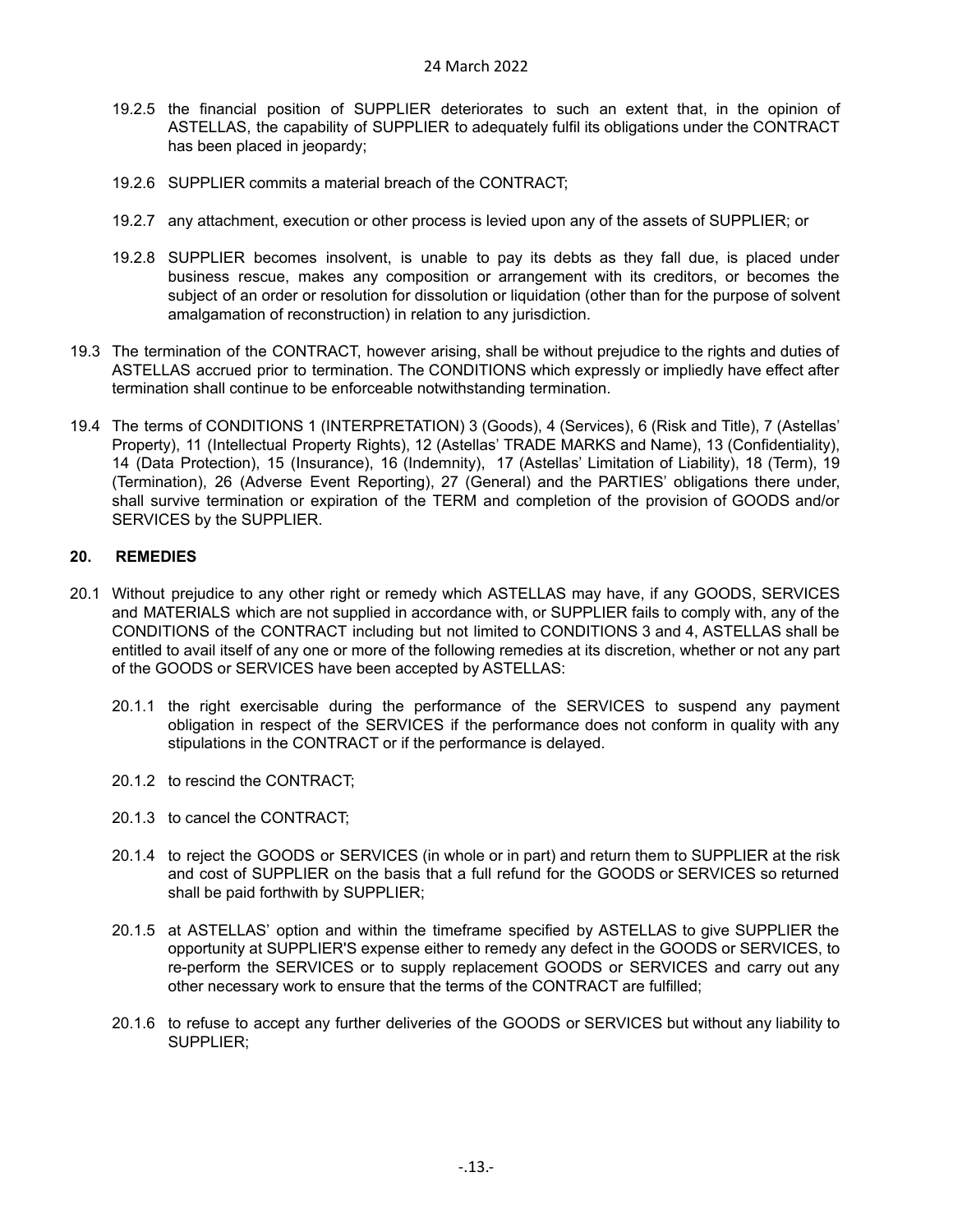19.2.5 the financial position of SUPPLIER deteriorates to such an extent that, in the opinion of ASTELLAS, the capability of SUPPLIER to adequately fulfil its obligations under the CONTRACT has been placed in jeopardy;

19.2.6 SUPPLIER commits a material breach of the CONTRACT;

19.2.7 any attachment, execution or other process is levied upon any of the assets of SUPPLIER; or

19.2.8 SUPPLIER becomes insolvent, is unable to pay its debts as they fall due, is placed under business rescue, makes any composition or arrangement with its creditors, or becomes the subject of an order or resolution for dissolution or liquidation (other than for the purpose of solvent amalgamation of reconstruction) in relation to any jurisdiction.

19.3 The termination of the CONTRACT, however arising, shall be without prejudice to the rights and duties of ASTELLAS accrued prior to termination. The CONDITIONS which expressly or impliedly have effect after termination shall continue to be enforceable notwithstanding termination.

19.4 The terms of CONDITIONS 1 (INTERPRETATION) 3 (Goods), 4 (Services), 6 (Risk and Title), 7 (Astellas' Property), 11 (Intellectual Property Rights), 12 (Astellas' TRADE MARKS and Name), 13 (Confidentiality), 14 (Data Protection), 15 (Insurance), 16 (Indemnity), 17 (Astellas' Limitation of Liability), 18 (Term), 19 (Termination), 26 (Adverse Event Reporting), 27 (General) and the PARTIES' obligations there under, shall survive termination or expiration of the TERM and completion of the provision of GOODS and/or SERVICES by the SUPPLIER.

## 20. REMEDIES

20.1 Without prejudice to any other right or remedy which ASTELLAS may have, if any GOODS, SERVICES and MATERIALS which are not supplied in accordance with, or SUPPLIER fails to comply with, any of the CONDITIONS of the CONTRACT including but not limited to CONDITIONS 3 and 4, ASTELLAS shall be entitled to avail itself of any one or more of the following remedies at its discretion, whether or not any part of the GOODS or SERVICES have been accepted by ASTELLAS:

20.1.1 the right exercisable during the performance of the SERVICES to suspend any payment obligation in respect of the SERVICES if the performance does not conform in quality with any stipulations in the CONTRACT or if the performance is delayed.

20.1.2 to rescind the CONTRACT;

20.1.3 to cancel the CONTRACT;

20.1.4 to reject the GOODS or SERVICES (in whole or in part) and return them to SUPPLIER at the risk and cost of SUPPLIER on the basis that a full refund for the GOODS or SERVICES so returned shall be paid forthwith by SUPPLIER;

20.1.5 at ASTELLAS' option and within the timeframe specified by ASTELLAS to give SUPPLIER the opportunity at SUPPLIER'S expense either to remedy any defect in the GOODS or SERVICES, to re-perform the SERVICES or to supply replacement GOODS or SERVICES and carry out any other necessary work to ensure that the terms of the CONTRACT are fulfilled;

20.1.6 to refuse to accept any further deliveries of the GOODS or SERVICES but without any liability to SUPPLIER;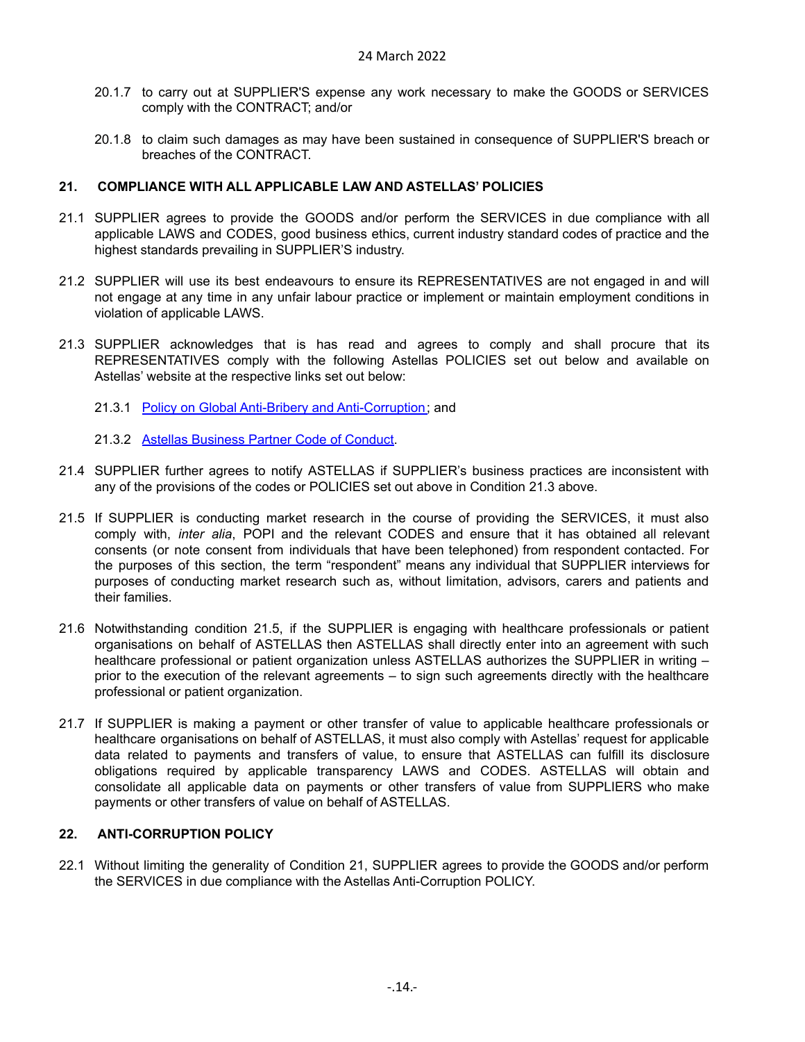20.1.7 to carry out at SUPPLIER'S expense any work necessary to make the GOODS or SERVICES comply with the CONTRACT; and/or

20.1.8 to claim such damages as may have been sustained in consequence of SUPPLIER'S breach or breaches of the CONTRACT.

## 21. COMPLIANCE WITH ALL APPLICABLE LAW AND ASTELLAS' POLICIES

21.1 SUPPLIER agrees to provide the GOODS and/or perform the SERVICES in due compliance with all applicable LAWS and CODES, good business ethics, current industry standard codes of practice and the highest standards prevailing in SUPPLIER'S industry.

21.2 SUPPLIER will use its best endeavours to ensure its REPRESENTATIVES are not engaged in and will not engage at any time in any unfair labour practice or implement or maintain employment conditions in violation of applicable LAWS.

21.3 SUPPLIER acknowledges that is has read and agrees to comply and shall procure that its REPRESENTATIVES comply with the following Astellas POLICIES set out below and available on Astellas' website at the respective links set out below:

21.3.1 Policy on Global Anti-Bribery and Anti-Corruption; and

21.3.2 Astellas Business Partner Code of Conduct.

21.4 SUPPLIER further agrees to notify ASTELLAS if SUPPLIER's business practices are inconsistent with any of the provisions of the codes or POLICIES set out above in Condition 21.3 above.

21.5 If SUPPLIER is conducting market research in the course of providing the SERVICES, it must also comply with, *inter alia*, POPI and the relevant CODES and ensure that it has obtained all relevant consents (or note consent from individuals that have been telephoned) from respondent contacted. For the purposes of this section, the term "respondent" means any individual that SUPPLIER interviews for purposes of conducting market research such as, without limitation, advisors, carers and patients and their families.

21.6 Notwithstanding condition 21.5, if the SUPPLIER is engaging with healthcare professionals or patient organisations on behalf of ASTELLAS then ASTELLAS shall directly enter into an agreement with such healthcare professional or patient organization unless ASTELLAS authorizes the SUPPLIER in writing – prior to the execution of the relevant agreements – to sign such agreements directly with the healthcare professional or patient organization.

21.7 If SUPPLIER is making a payment or other transfer of value to applicable healthcare professionals or healthcare organisations on behalf of ASTELLAS, it must also comply with Astellas' request for applicable data related to payments and transfers of value, to ensure that ASTELLAS can fulfill its disclosure obligations required by applicable transparency LAWS and CODES. ASTELLAS will obtain and consolidate all applicable data on payments or other transfers of value from SUPPLIERS who make payments or other transfers of value on behalf of ASTELLAS.

## 22. ANTI-CORRUPTION POLICY

22.1 Without limiting the generality of Condition 21, SUPPLIER agrees to provide the GOODS and/or perform the SERVICES in due compliance with the Astellas Anti-Corruption POLICY.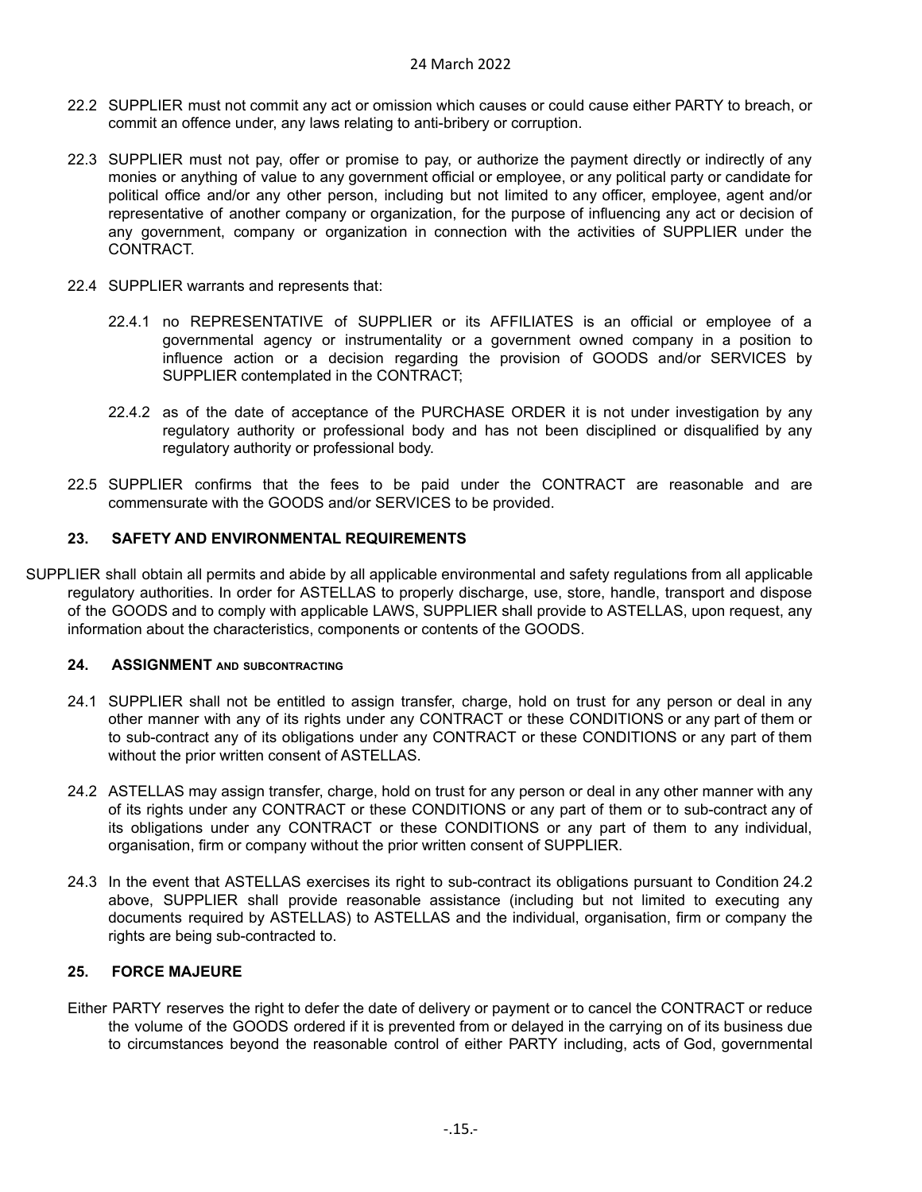22.2 SUPPLIER must not commit any act or omission which causes or could cause either PARTY to breach, or commit an offence under, any laws relating to anti-bribery or corruption.

22.3 SUPPLIER must not pay, offer or promise to pay, or authorize the payment directly or indirectly of any monies or anything of value to any government official or employee, or any political party or candidate for political office and/or any other person, including but not limited to any officer, employee, agent and/or representative of another company or organization, for the purpose of influencing any act or decision of any government, company or organization in connection with the activities of SUPPLIER under the CONTRACT.

22.4 SUPPLIER warrants and represents that:

22.4.1 no REPRESENTATIVE of SUPPLIER or its AFFILIATES is an official or employee of a governmental agency or instrumentality or a government owned company in a position to influence action or a decision regarding the provision of GOODS and/or SERVICES by SUPPLIER contemplated in the CONTRACT;

22.4.2 as of the date of acceptance of the PURCHASE ORDER it is not under investigation by any regulatory authority or professional body and has not been disciplined or disqualified by any regulatory authority or professional body.

22.5 SUPPLIER confirms that the fees to be paid under the CONTRACT are reasonable and are commensurate with the GOODS and/or SERVICES to be provided.

## 23. SAFETY AND ENVIRONMENTAL REQUIREMENTS

SUPPLIER shall obtain all permits and abide by all applicable environmental and safety regulations from all applicable regulatory authorities. In order for ASTELLAS to properly discharge, use, store, handle, transport and dispose of the GOODS and to comply with applicable LAWS, SUPPLIER shall provide to ASTELLAS, upon request, any information about the characteristics, components or contents of the GOODS.

## 24. ASSIGNMENT AND SUBCONTRACTING

24.1 SUPPLIER shall not be entitled to assign transfer, charge, hold on trust for any person or deal in any other manner with any of its rights under any CONTRACT or these CONDITIONS or any part of them or to sub-contract any of its obligations under any CONTRACT or these CONDITIONS or any part of them without the prior written consent of ASTELLAS.

24.2 ASTELLAS may assign transfer, charge, hold on trust for any person or deal in any other manner with any of its rights under any CONTRACT or these CONDITIONS or any part of them or to sub-contract any of its obligations under any CONTRACT or these CONDITIONS or any part of them to any individual, organisation, firm or company without the prior written consent of SUPPLIER.

24.3 In the event that ASTELLAS exercises its right to sub-contract its obligations pursuant to Condition 24.2 above, SUPPLIER shall provide reasonable assistance (including but not limited to executing any documents required by ASTELLAS) to ASTELLAS and the individual, organisation, firm or company the rights are being sub-contracted to.

## 25. FORCE MAJEURE

Either PARTY reserves the right to defer the date of delivery or payment or to cancel the CONTRACT or reduce the volume of the GOODS ordered if it is prevented from or delayed in the carrying on of its business due to circumstances beyond the reasonable control of either PARTY including, acts of God, governmental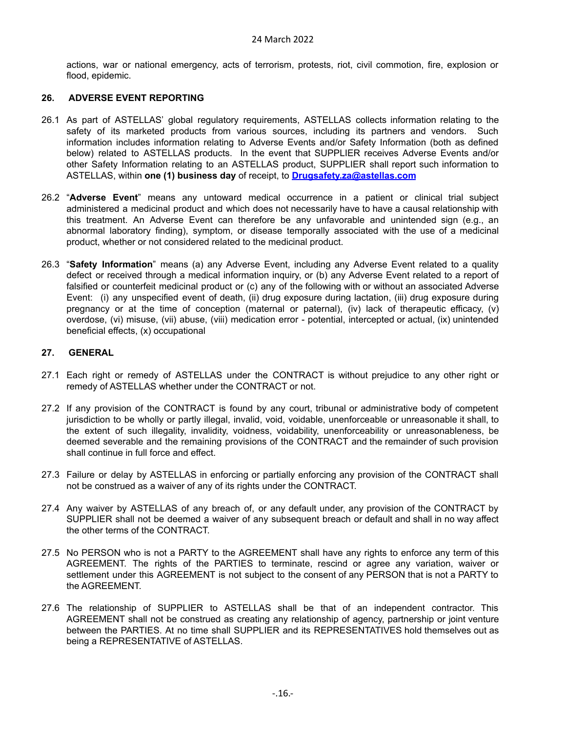actions, war or national emergency, acts of terrorism, protests, riot, civil commotion, fire, explosion or flood, epidemic.

## 26. ADVERSE EVENT REPORTING

26.1 As part of ASTELLAS' global regulatory requirements, ASTELLAS collects information relating to the safety of its marketed products from various sources, including its partners and vendors. Such information includes information relating to Adverse Events and/or Safety Information (both as defined below) related to ASTELLAS products. In the event that SUPPLIER receives Adverse Events and/or other Safety Information relating to an ASTELLAS product, SUPPLIER shall report such information to ASTELLAS, within **one (1) business day** of receipt, to **Drugsafety.za@astellas.com**

26.2 "**Adverse Event**" means any untoward medical occurrence in a patient or clinical trial subject administered a medicinal product and which does not necessarily have to have a causal relationship with this treatment. An Adverse Event can therefore be any unfavorable and unintended sign (e.g., an abnormal laboratory finding), symptom, or disease temporally associated with the use of a medicinal product, whether or not considered related to the medicinal product.

26.3 "**Safety Information**" means (a) any Adverse Event, including any Adverse Event related to a quality defect or received through a medical information inquiry, or (b) any Adverse Event related to a report of falsified or counterfeit medicinal product or (c) any of the following with or without an associated Adverse Event: (i) any unspecified event of death, (ii) drug exposure during lactation, (iii) drug exposure during pregnancy or at the time of conception (maternal or paternal), (iv) lack of therapeutic efficacy, (v) overdose, (vi) misuse, (vii) abuse, (viii) medication error - potential, intercepted or actual, (ix) unintended beneficial effects, (x) occupational

## 27. GENERAL

27.1 Each right or remedy of ASTELLAS under the CONTRACT is without prejudice to any other right or remedy of ASTELLAS whether under the CONTRACT or not.

27.2 If any provision of the CONTRACT is found by any court, tribunal or administrative body of competent jurisdiction to be wholly or partly illegal, invalid, void, voidable, unenforceable or unreasonable it shall, to the extent of such illegality, invalidity, voidness, voidability, unenforceability or unreasonableness, be deemed severable and the remaining provisions of the CONTRACT and the remainder of such provision shall continue in full force and effect.

27.3 Failure or delay by ASTELLAS in enforcing or partially enforcing any provision of the CONTRACT shall not be construed as a waiver of any of its rights under the CONTRACT.

27.4 Any waiver by ASTELLAS of any breach of, or any default under, any provision of the CONTRACT by SUPPLIER shall not be deemed a waiver of any subsequent breach or default and shall in no way affect the other terms of the CONTRACT.

27.5 No PERSON who is not a PARTY to the AGREEMENT shall have any rights to enforce any term of this AGREEMENT. The rights of the PARTIES to terminate, rescind or agree any variation, waiver or settlement under this AGREEMENT is not subject to the consent of any PERSON that is not a PARTY to the AGREEMENT.

27.6 The relationship of SUPPLIER to ASTELLAS shall be that of an independent contractor. This AGREEMENT shall not be construed as creating any relationship of agency, partnership or joint venture between the PARTIES. At no time shall SUPPLIER and its REPRESENTATIVES hold themselves out as being a REPRESENTATIVE of ASTELLAS.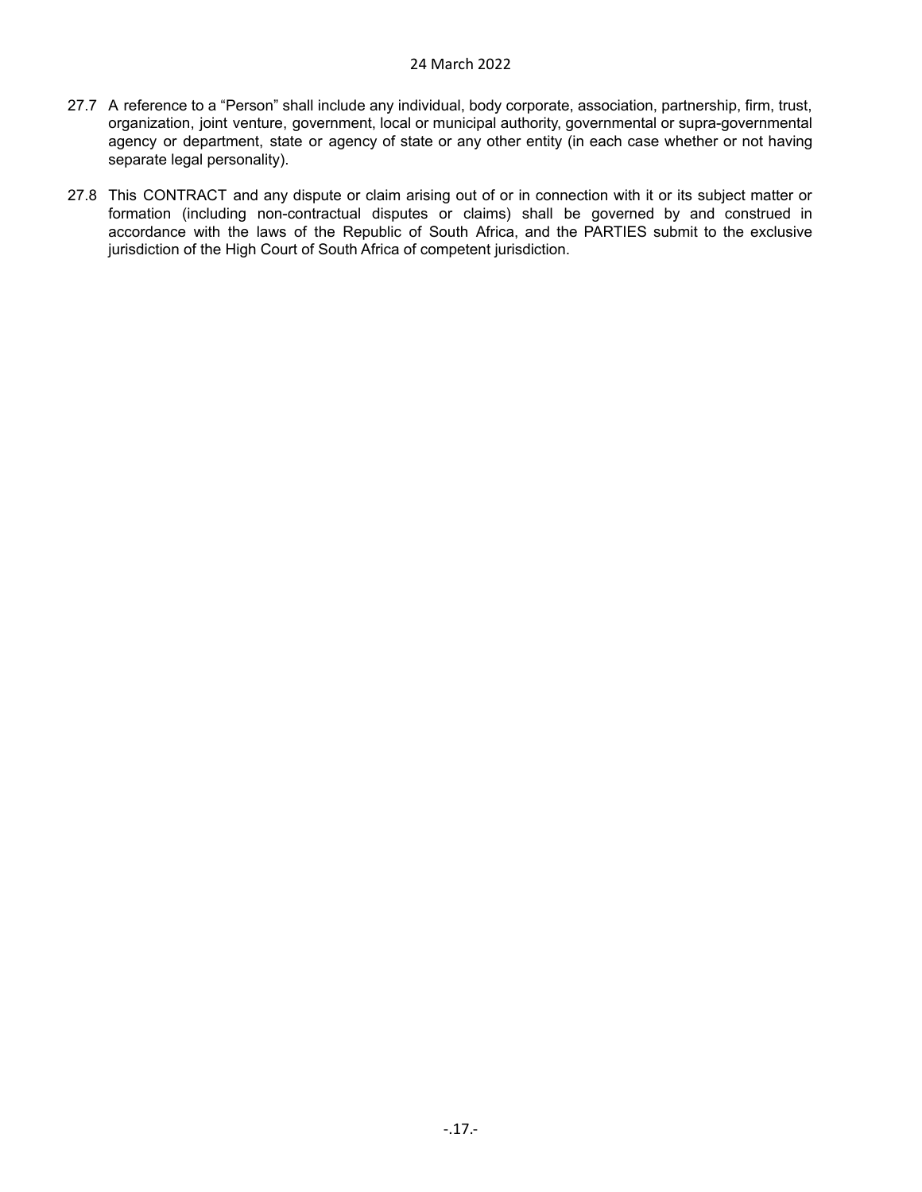27.7 A reference to a "Person" shall include any individual, body corporate, association, partnership, firm, trust, organization, joint venture, government, local or municipal authority, governmental or supra-governmental agency or department, state or agency of state or any other entity (in each case whether or not having separate legal personality).

27.8 This CONTRACT and any dispute or claim arising out of or in connection with it or its subject matter or formation (including non-contractual disputes or claims) shall be governed by and construed in accordance with the laws of the Republic of South Africa, and the PARTIES submit to the exclusive jurisdiction of the High Court of South Africa of competent jurisdiction.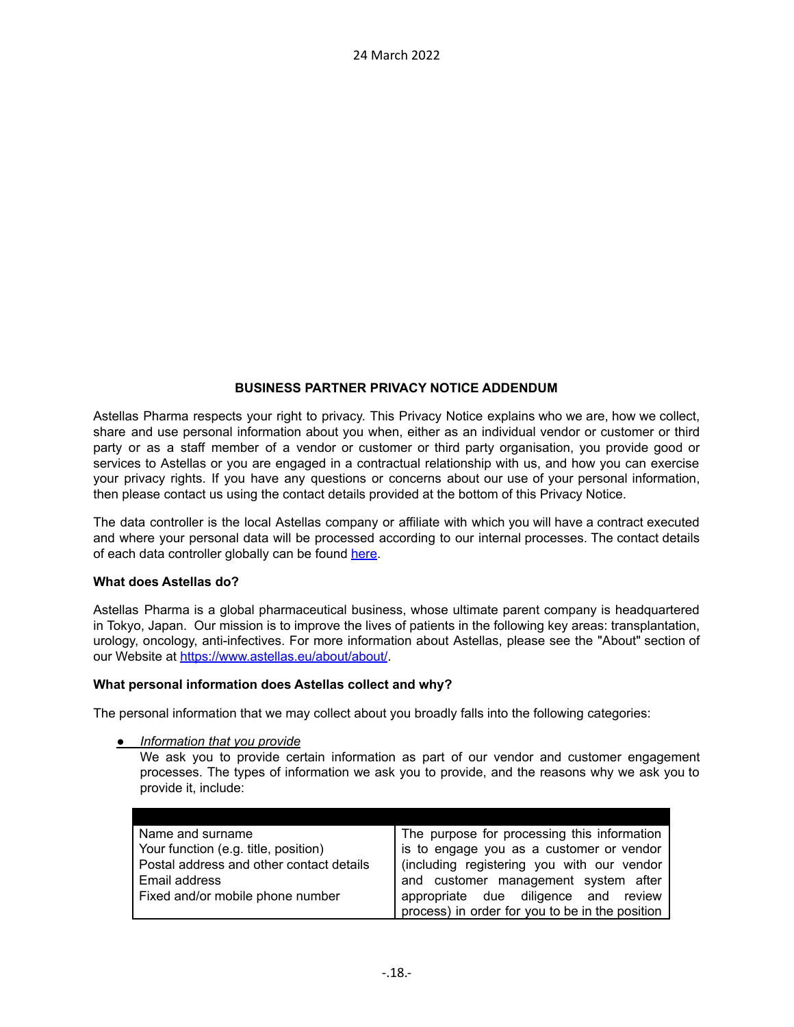24 March 2022

**BUSINESS PARTNER PRIVACY NOTICE ADDENDUM**

Astellas Pharma respects your right to privacy. This Privacy Notice explains who we are, how we collect, share and use personal information about you when, either as an individual vendor or customer or third party or as a staff member of a vendor or customer or third party organisation, you provide good or services to Astellas or you are engaged in a contractual relationship with us, and how you can exercise your privacy rights. If you have any questions or concerns about our use of your personal information, then please contact us using the contact details provided at the bottom of this Privacy Notice.

The data controller is the local Astellas company or affiliate with which you will have a contract executed and where your personal data will be processed according to our internal processes. The contact details of each data controller globally can be found [here](here).

**What does Astellas do?**

Astellas Pharma is a global pharmaceutical business, whose ultimate parent company is headquartered in Tokyo, Japan. Our mission is to improve the lives of patients in the following key areas: transplantation, urology, oncology, anti-infectives. For more information about Astellas, please see the "About" section of our Website at [https://www.astellas.eu/about/about/](https://www.astellas.eu/about/about/).

**What personal information does Astellas collect and why?**

The personal information that we may collect about you broadly falls into the following categories:

- *Information that you provide*

  We ask you to provide certain information as part of our vendor and customer engagement processes. The types of information we ask you to provide, and the reasons why we ask you to provide it, include:

| | |
|---|---|
| Name and surname<br>Your function (e.g. title, position)<br>Postal address and other contact details<br>Email address<br>Fixed and/or mobile phone number | The purpose for processing this information is to engage you as a customer or vendor (including registering you with our vendor and customer management system after appropriate due diligence and review process) in order for you to be in the position |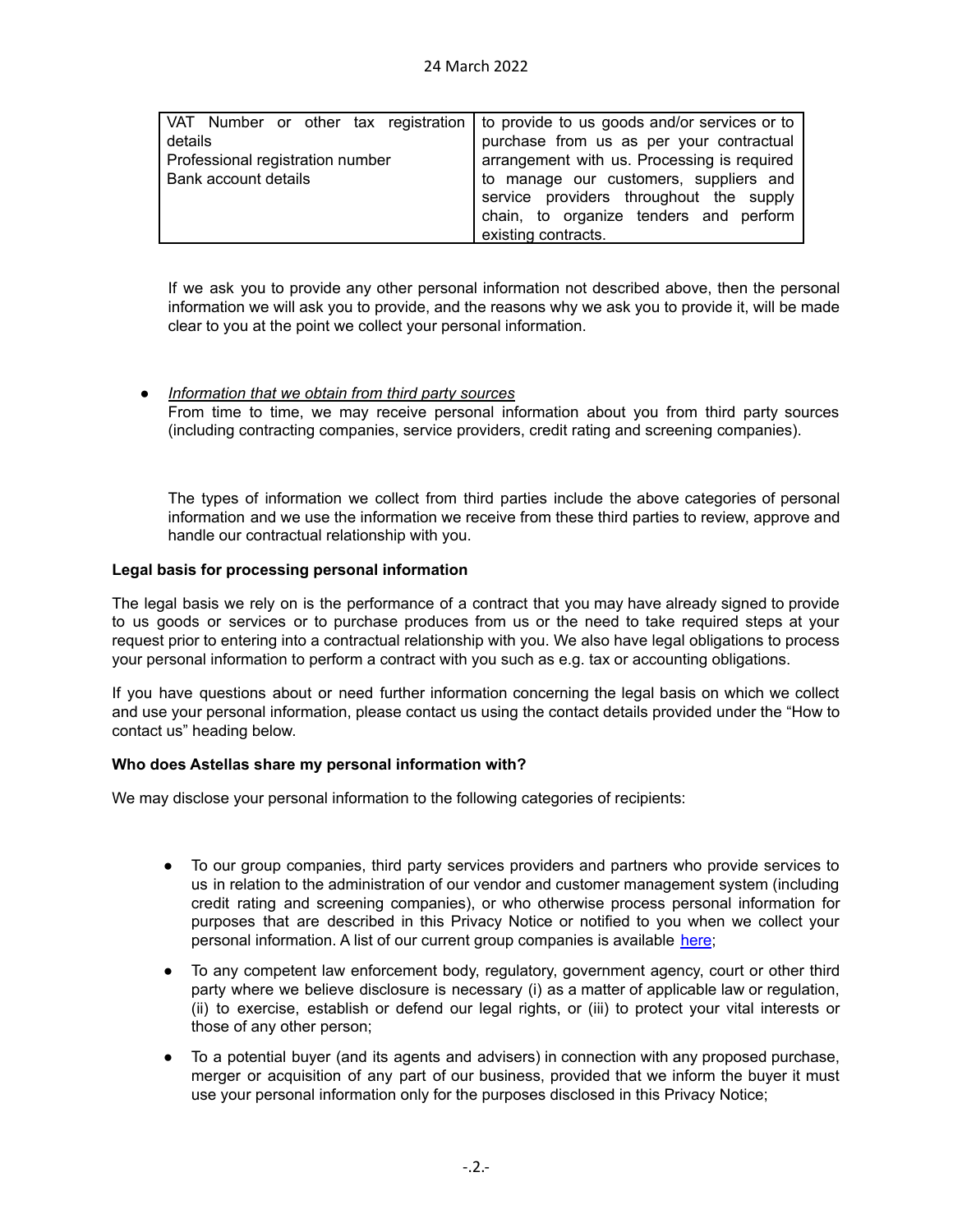| VAT Number or other tax registration details<br>Professional registration number<br>Bank account details | to provide to us goods and/or services or to purchase from us as per your contractual arrangement with us. Processing is required to manage our customers, suppliers and service providers throughout the supply chain, to organize tenders and perform existing contracts. |
|---|---|

If we ask you to provide any other personal information not described above, then the personal information we will ask you to provide, and the reasons why we ask you to provide it, will be made clear to you at the point we collect your personal information.

- *Information that we obtain from third party sources*
  From time to time, we may receive personal information about you from third party sources (including contracting companies, service providers, credit rating and screening companies).

  The types of information we collect from third parties include the above categories of personal information and we use the information we receive from these third parties to review, approve and handle our contractual relationship with you.

**Legal basis for processing personal information**

The legal basis we rely on is the performance of a contract that you may have already signed to provide to us goods or services or to purchase produces from us or the need to take required steps at your request prior to entering into a contractual relationship with you. We also have legal obligations to process your personal information to perform a contract with you such as e.g. tax or accounting obligations.

If you have questions about or need further information concerning the legal basis on which we collect and use your personal information, please contact us using the contact details provided under the "How to contact us" heading below.

**Who does Astellas share my personal information with?**

We may disclose your personal information to the following categories of recipients:

- To our group companies, third party services providers and partners who provide services to us in relation to the administration of our vendor and customer management system (including credit rating and screening companies), or who otherwise process personal information for purposes that are described in this Privacy Notice or notified to you when we collect your personal information. A list of our current group companies is available here;
- To any competent law enforcement body, regulatory, government agency, court or other third party where we believe disclosure is necessary (i) as a matter of applicable law or regulation, (ii) to exercise, establish or defend our legal rights, or (iii) to protect your vital interests or those of any other person;
- To a potential buyer (and its agents and advisers) in connection with any proposed purchase, merger or acquisition of any part of our business, provided that we inform the buyer it must use your personal information only for the purposes disclosed in this Privacy Notice;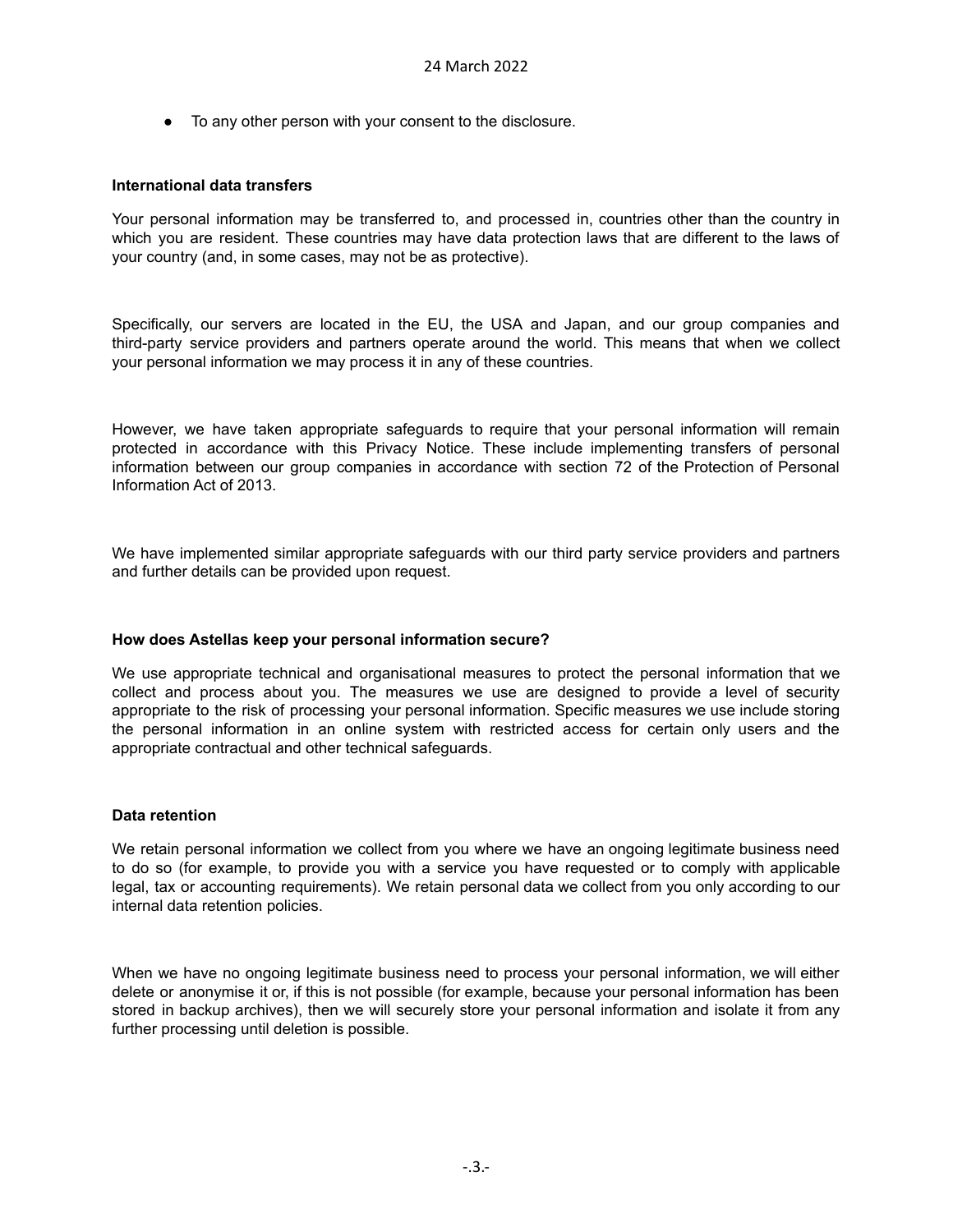- To any other person with your consent to the disclosure.

**International data transfers**

Your personal information may be transferred to, and processed in, countries other than the country in which you are resident. These countries may have data protection laws that are different to the laws of your country (and, in some cases, may not be as protective).

Specifically, our servers are located in the EU, the USA and Japan, and our group companies and third-party service providers and partners operate around the world. This means that when we collect your personal information we may process it in any of these countries.

However, we have taken appropriate safeguards to require that your personal information will remain protected in accordance with this Privacy Notice. These include implementing transfers of personal information between our group companies in accordance with section 72 of the Protection of Personal Information Act of 2013.

We have implemented similar appropriate safeguards with our third party service providers and partners and further details can be provided upon request.

**How does Astellas keep your personal information secure?**

We use appropriate technical and organisational measures to protect the personal information that we collect and process about you. The measures we use are designed to provide a level of security appropriate to the risk of processing your personal information. Specific measures we use include storing the personal information in an online system with restricted access for certain only users and the appropriate contractual and other technical safeguards.

**Data retention**

We retain personal information we collect from you where we have an ongoing legitimate business need to do so (for example, to provide you with a service you have requested or to comply with applicable legal, tax or accounting requirements). We retain personal data we collect from you only according to our internal data retention policies.

When we have no ongoing legitimate business need to process your personal information, we will either delete or anonymise it or, if this is not possible (for example, because your personal information has been stored in backup archives), then we will securely store your personal information and isolate it from any further processing until deletion is possible.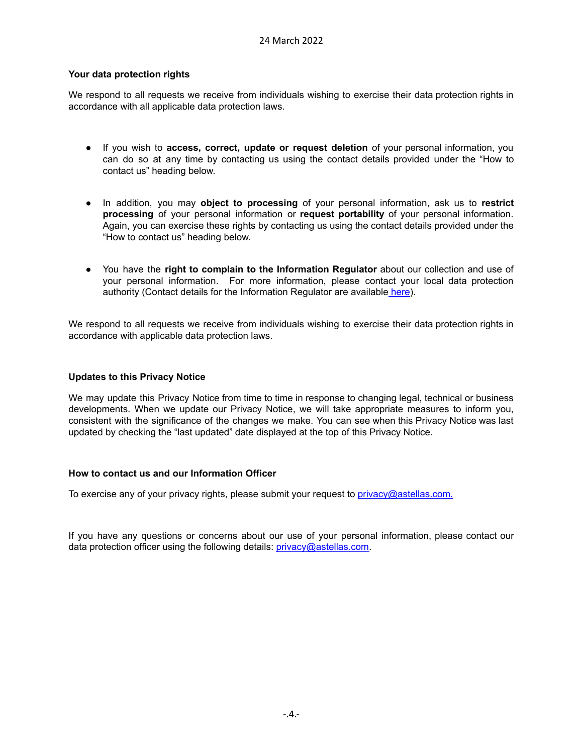24 March 2022

**Your data protection rights**

We respond to all requests we receive from individuals wishing to exercise their data protection rights in accordance with all applicable data protection laws.

- If you wish to **access, correct, update or request deletion** of your personal information, you can do so at any time by contacting us using the contact details provided under the "How to contact us" heading below.

- In addition, you may **object to processing** of your personal information, ask us to **restrict processing** of your personal information or **request portability** of your personal information. Again, you can exercise these rights by contacting us using the contact details provided under the "How to contact us" heading below.

- You have the **right to complain to the Information Regulator** about our collection and use of your personal information. For more information, please contact your local data protection authority (Contact details for the Information Regulator are available here).

We respond to all requests we receive from individuals wishing to exercise their data protection rights in accordance with applicable data protection laws.

**Updates to this Privacy Notice**

We may update this Privacy Notice from time to time in response to changing legal, technical or business developments. When we update our Privacy Notice, we will take appropriate measures to inform you, consistent with the significance of the changes we make. You can see when this Privacy Notice was last updated by checking the "last updated" date displayed at the top of this Privacy Notice.

**How to contact us and our Information Officer**

To exercise any of your privacy rights, please submit your request to privacy@astellas.com.

If you have any questions or concerns about our use of your personal information, please contact our data protection officer using the following details: privacy@astellas.com.